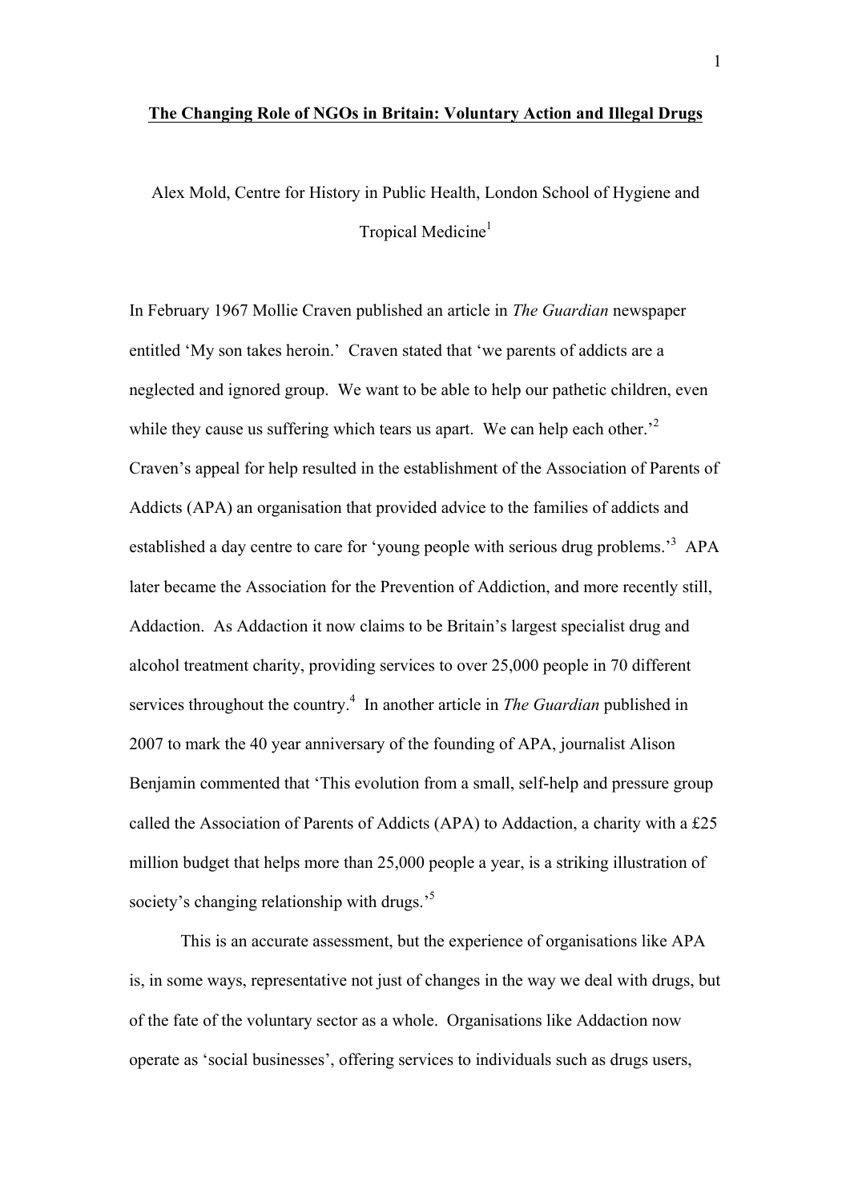# The Changing Role of NGOs in Britain: Voluntary Action and Illegal Drugs

Alex Mold, Centre for History in Public Health, London School of Hygiene and Tropical Medicine[1]

In February 1967 Mollie Craven published an article in *The Guardian* newspaper entitled 'My son takes heroin.' Craven stated that 'we parents of addicts are a neglected and ignored group. We want to be able to help our pathetic children, even while they cause us suffering which tears us apart. We can help each other.'[2] Craven's appeal for help resulted in the establishment of the Association of Parents of Addicts (APA) an organisation that provided advice to the families of addicts and established a day centre to care for 'young people with serious drug problems.'[3] APA later became the Association for the Prevention of Addiction, and more recently still, Addaction. As Addaction it now claims to be Britain's largest specialist drug and alcohol treatment charity, providing services to over 25,000 people in 70 different services throughout the country.[4] In another article in *The Guardian* published in 2007 to mark the 40 year anniversary of the founding of APA, journalist Alison Benjamin commented that 'This evolution from a small, self-help and pressure group called the Association of Parents of Addicts (APA) to Addaction, a charity with a £25 million budget that helps more than 25,000 people a year, is a striking illustration of society's changing relationship with drugs.'[5]

This is an accurate assessment, but the experience of organisations like APA is, in some ways, representative not just of changes in the way we deal with drugs, but of the fate of the voluntary sector as a whole. Organisations like Addaction now operate as 'social businesses', offering services to individuals such as drugs users,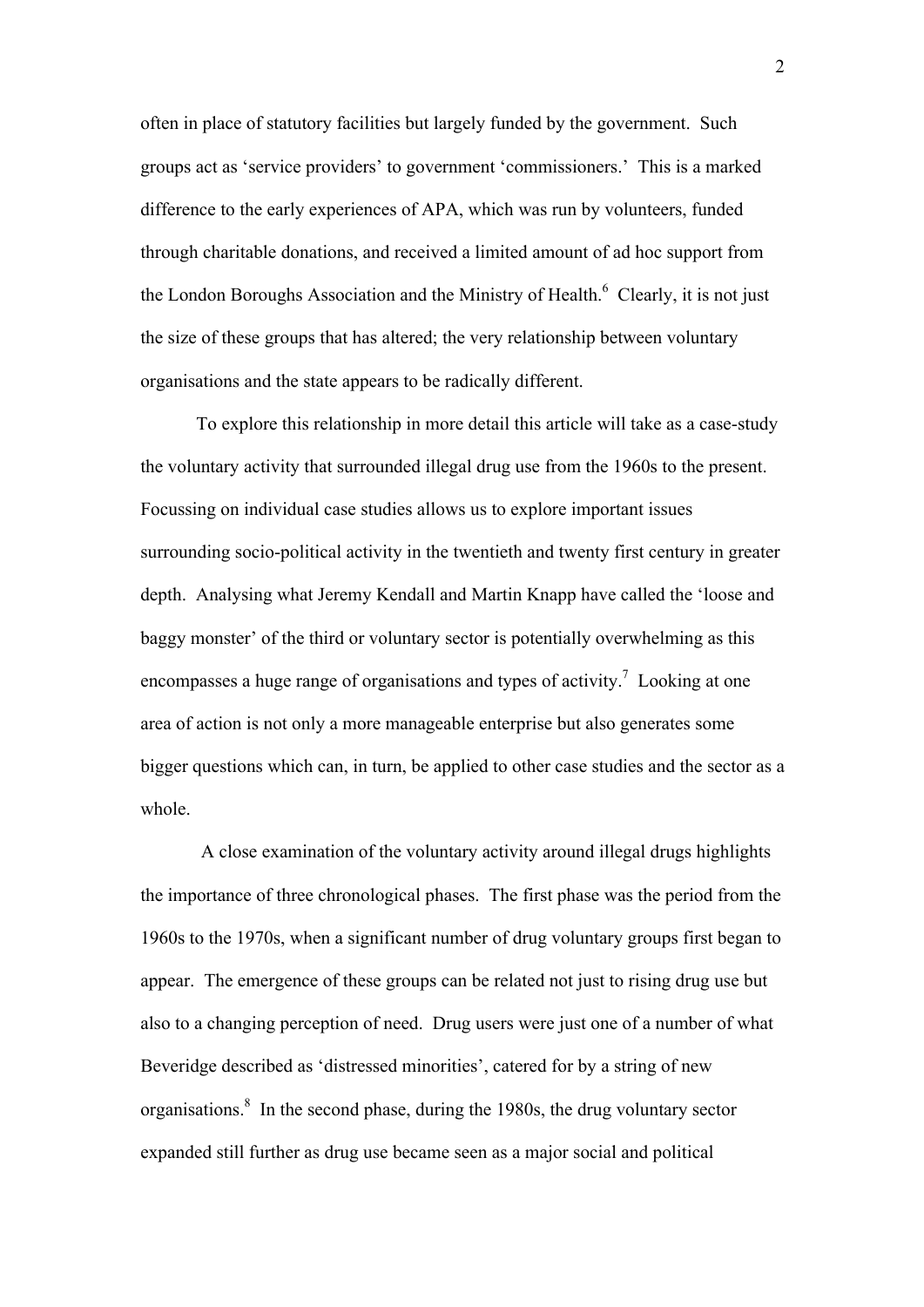often in place of statutory facilities but largely funded by the government. Such groups act as 'service providers' to government 'commissioners.' This is a marked difference to the early experiences of APA, which was run by volunteers, funded through charitable donations, and received a limited amount of ad hoc support from the London Boroughs Association and the Ministry of Health.[6] Clearly, it is not just the size of these groups that has altered; the very relationship between voluntary organisations and the state appears to be radically different.

To explore this relationship in more detail this article will take as a case-study the voluntary activity that surrounded illegal drug use from the 1960s to the present. Focussing on individual case studies allows us to explore important issues surrounding socio-political activity in the twentieth and twenty first century in greater depth. Analysing what Jeremy Kendall and Martin Knapp have called the 'loose and baggy monster' of the third or voluntary sector is potentially overwhelming as this encompasses a huge range of organisations and types of activity.[7] Looking at one area of action is not only a more manageable enterprise but also generates some bigger questions which can, in turn, be applied to other case studies and the sector as a whole.

A close examination of the voluntary activity around illegal drugs highlights the importance of three chronological phases. The first phase was the period from the 1960s to the 1970s, when a significant number of drug voluntary groups first began to appear. The emergence of these groups can be related not just to rising drug use but also to a changing perception of need. Drug users were just one of a number of what Beveridge described as 'distressed minorities', catered for by a string of new organisations.[8] In the second phase, during the 1980s, the drug voluntary sector expanded still further as drug use became seen as a major social and political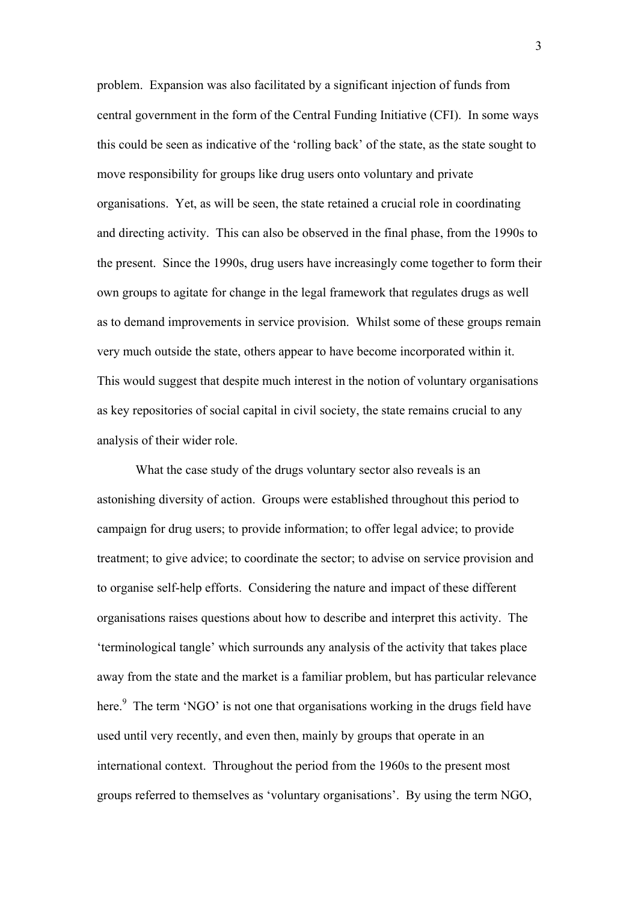problem. Expansion was also facilitated by a significant injection of funds from central government in the form of the Central Funding Initiative (CFI). In some ways this could be seen as indicative of the 'rolling back' of the state, as the state sought to move responsibility for groups like drug users onto voluntary and private organisations. Yet, as will be seen, the state retained a crucial role in coordinating and directing activity. This can also be observed in the final phase, from the 1990s to the present. Since the 1990s, drug users have increasingly come together to form their own groups to agitate for change in the legal framework that regulates drugs as well as to demand improvements in service provision. Whilst some of these groups remain very much outside the state, others appear to have become incorporated within it. This would suggest that despite much interest in the notion of voluntary organisations as key repositories of social capital in civil society, the state remains crucial to any analysis of their wider role.

What the case study of the drugs voluntary sector also reveals is an astonishing diversity of action. Groups were established throughout this period to campaign for drug users; to provide information; to offer legal advice; to provide treatment; to give advice; to coordinate the sector; to advise on service provision and to organise self-help efforts. Considering the nature and impact of these different organisations raises questions about how to describe and interpret this activity. The 'terminological tangle' which surrounds any analysis of the activity that takes place away from the state and the market is a familiar problem, but has particular relevance here.[9] The term 'NGO' is not one that organisations working in the drugs field have used until very recently, and even then, mainly by groups that operate in an international context. Throughout the period from the 1960s to the present most groups referred to themselves as 'voluntary organisations'. By using the term NGO,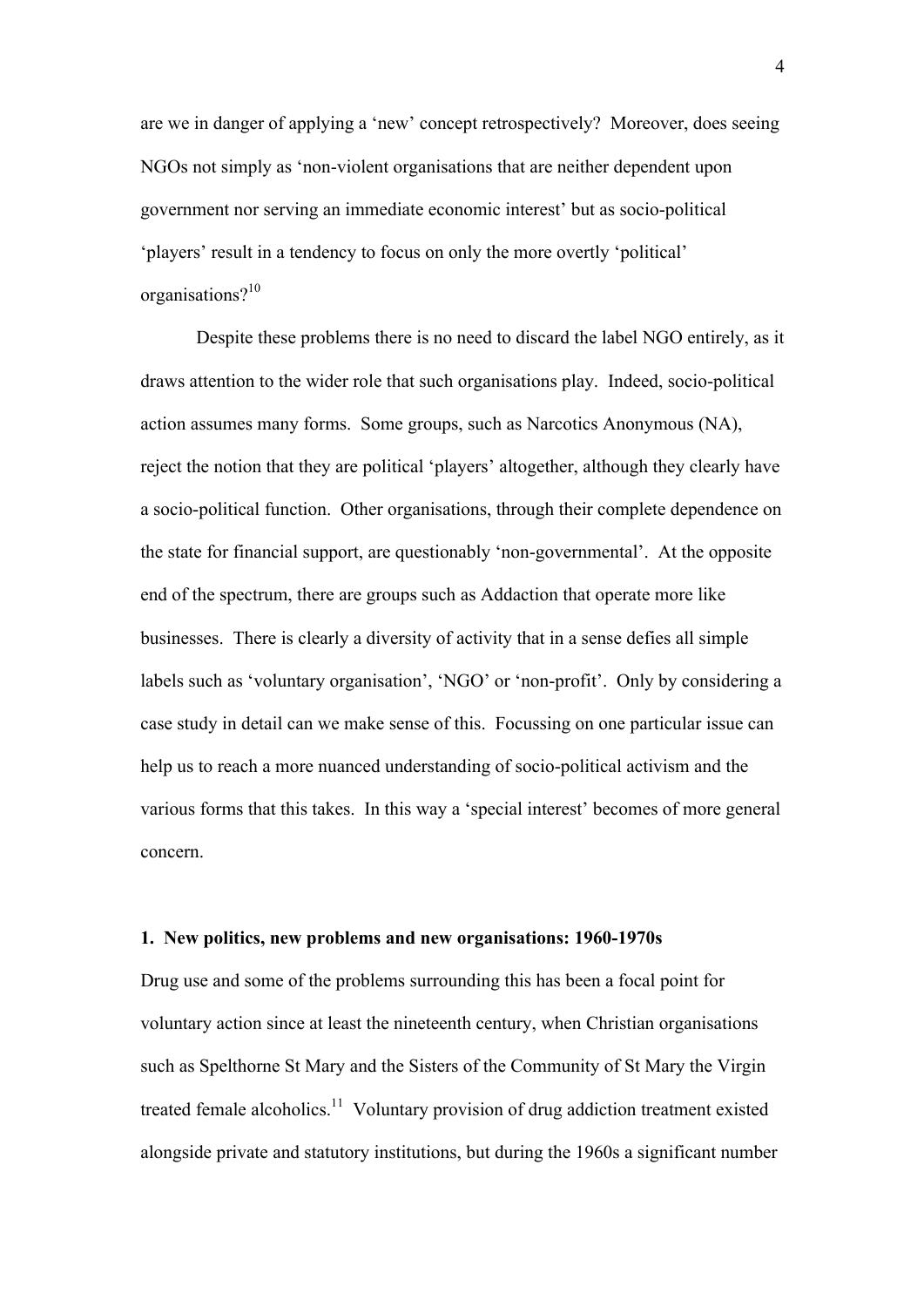are we in danger of applying a 'new' concept retrospectively? Moreover, does seeing NGOs not simply as 'non-violent organisations that are neither dependent upon government nor serving an immediate economic interest' but as socio-political 'players' result in a tendency to focus on only the more overtly 'political' organisations?[10]

Despite these problems there is no need to discard the label NGO entirely, as it draws attention to the wider role that such organisations play. Indeed, socio-political action assumes many forms. Some groups, such as Narcotics Anonymous (NA), reject the notion that they are political 'players' altogether, although they clearly have a socio-political function. Other organisations, through their complete dependence on the state for financial support, are questionably 'non-governmental'. At the opposite end of the spectrum, there are groups such as Addaction that operate more like businesses. There is clearly a diversity of activity that in a sense defies all simple labels such as 'voluntary organisation', 'NGO' or 'non-profit'. Only by considering a case study in detail can we make sense of this. Focussing on one particular issue can help us to reach a more nuanced understanding of socio-political activism and the various forms that this takes. In this way a 'special interest' becomes of more general concern.

### 1. New politics, new problems and new organisations: 1960-1970s

Drug use and some of the problems surrounding this has been a focal point for voluntary action since at least the nineteenth century, when Christian organisations such as Spelthorne St Mary and the Sisters of the Community of St Mary the Virgin treated female alcoholics.[11] Voluntary provision of drug addiction treatment existed alongside private and statutory institutions, but during the 1960s a significant number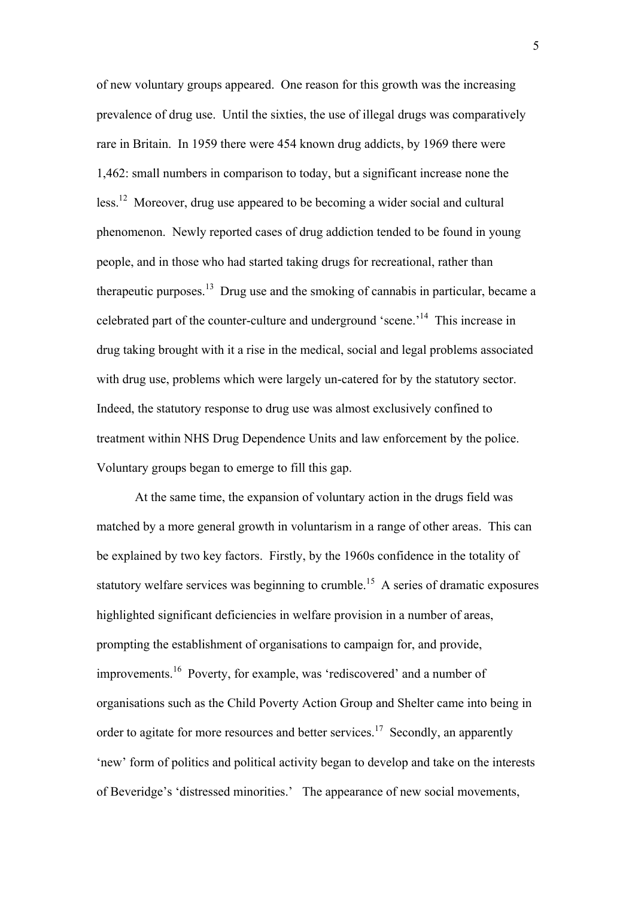of new voluntary groups appeared. One reason for this growth was the increasing prevalence of drug use. Until the sixties, the use of illegal drugs was comparatively rare in Britain. In 1959 there were 454 known drug addicts, by 1969 there were 1,462: small numbers in comparison to today, but a significant increase none the less.[12] Moreover, drug use appeared to be becoming a wider social and cultural phenomenon. Newly reported cases of drug addiction tended to be found in young people, and in those who had started taking drugs for recreational, rather than therapeutic purposes.[13] Drug use and the smoking of cannabis in particular, became a celebrated part of the counter-culture and underground 'scene.'[14] This increase in drug taking brought with it a rise in the medical, social and legal problems associated with drug use, problems which were largely un-catered for by the statutory sector. Indeed, the statutory response to drug use was almost exclusively confined to treatment within NHS Drug Dependence Units and law enforcement by the police. Voluntary groups began to emerge to fill this gap.

At the same time, the expansion of voluntary action in the drugs field was matched by a more general growth in voluntarism in a range of other areas. This can be explained by two key factors. Firstly, by the 1960s confidence in the totality of statutory welfare services was beginning to crumble.[15] A series of dramatic exposures highlighted significant deficiencies in welfare provision in a number of areas, prompting the establishment of organisations to campaign for, and provide, improvements.[16] Poverty, for example, was 'rediscovered' and a number of organisations such as the Child Poverty Action Group and Shelter came into being in order to agitate for more resources and better services.[17] Secondly, an apparently 'new' form of politics and political activity began to develop and take on the interests of Beveridge's 'distressed minorities.' The appearance of new social movements,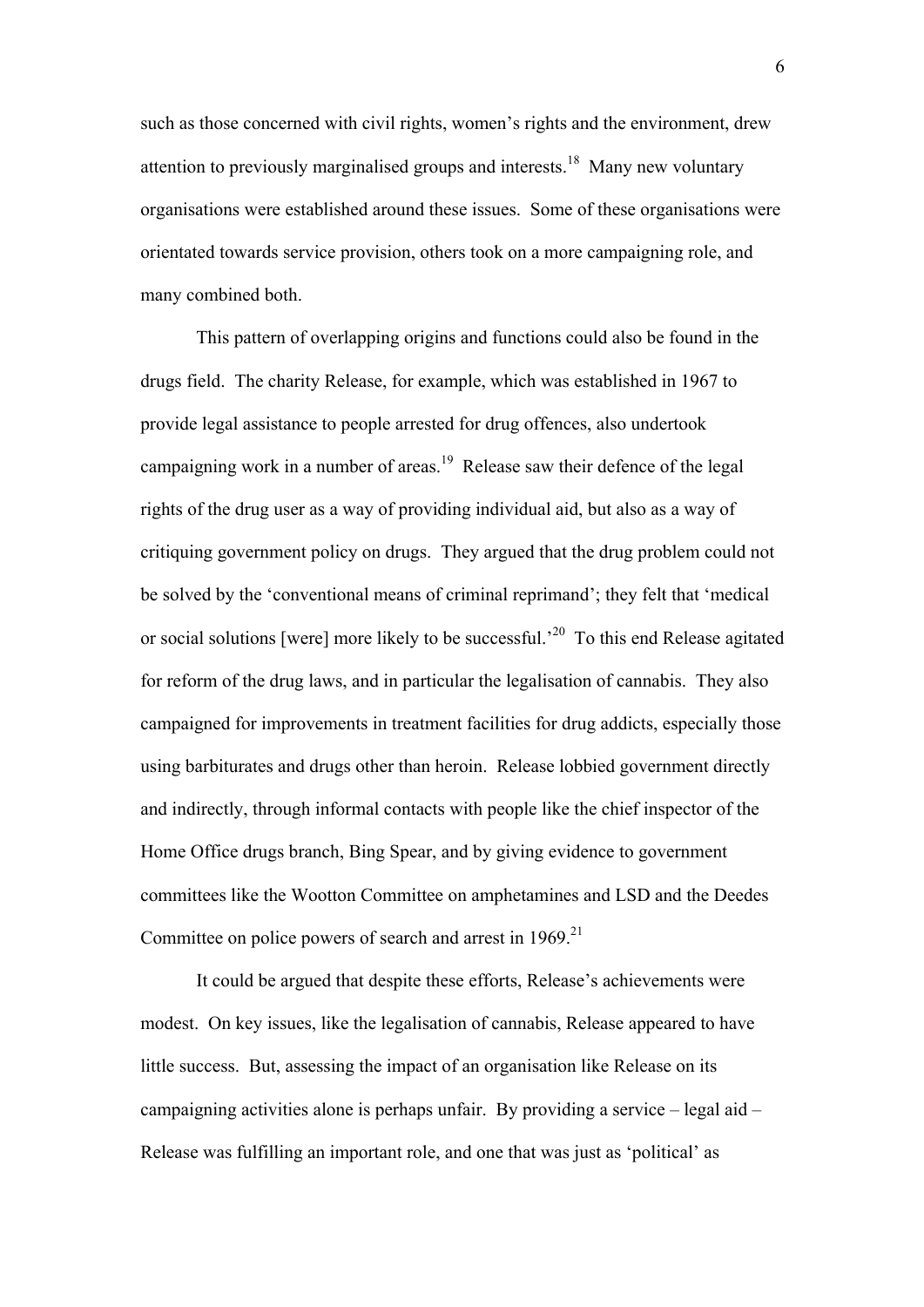such as those concerned with civil rights, women's rights and the environment, drew attention to previously marginalised groups and interests.[18] Many new voluntary organisations were established around these issues. Some of these organisations were orientated towards service provision, others took on a more campaigning role, and many combined both.

This pattern of overlapping origins and functions could also be found in the drugs field. The charity Release, for example, which was established in 1967 to provide legal assistance to people arrested for drug offences, also undertook campaigning work in a number of areas.[19] Release saw their defence of the legal rights of the drug user as a way of providing individual aid, but also as a way of critiquing government policy on drugs. They argued that the drug problem could not be solved by the 'conventional means of criminal reprimand'; they felt that 'medical or social solutions [were] more likely to be successful.'[20] To this end Release agitated for reform of the drug laws, and in particular the legalisation of cannabis. They also campaigned for improvements in treatment facilities for drug addicts, especially those using barbiturates and drugs other than heroin. Release lobbied government directly and indirectly, through informal contacts with people like the chief inspector of the Home Office drugs branch, Bing Spear, and by giving evidence to government committees like the Wootton Committee on amphetamines and LSD and the Deedes Committee on police powers of search and arrest in 1969.[21]

It could be argued that despite these efforts, Release's achievements were modest. On key issues, like the legalisation of cannabis, Release appeared to have little success. But, assessing the impact of an organisation like Release on its campaigning activities alone is perhaps unfair. By providing a service – legal aid – Release was fulfilling an important role, and one that was just as 'political' as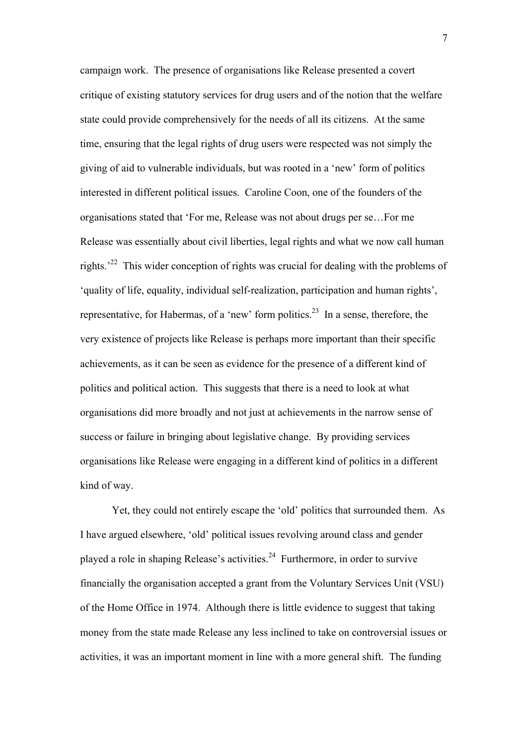campaign work. The presence of organisations like Release presented a covert critique of existing statutory services for drug users and of the notion that the welfare state could provide comprehensively for the needs of all its citizens. At the same time, ensuring that the legal rights of drug users were respected was not simply the giving of aid to vulnerable individuals, but was rooted in a 'new' form of politics interested in different political issues. Caroline Coon, one of the founders of the organisations stated that 'For me, Release was not about drugs per se…For me Release was essentially about civil liberties, legal rights and what we now call human rights.'[22] This wider conception of rights was crucial for dealing with the problems of 'quality of life, equality, individual self-realization, participation and human rights', representative, for Habermas, of a 'new' form politics.[23] In a sense, therefore, the very existence of projects like Release is perhaps more important than their specific achievements, as it can be seen as evidence for the presence of a different kind of politics and political action. This suggests that there is a need to look at what organisations did more broadly and not just at achievements in the narrow sense of success or failure in bringing about legislative change. By providing services organisations like Release were engaging in a different kind of politics in a different kind of way.

Yet, they could not entirely escape the 'old' politics that surrounded them. As I have argued elsewhere, 'old' political issues revolving around class and gender played a role in shaping Release's activities.[24] Furthermore, in order to survive financially the organisation accepted a grant from the Voluntary Services Unit (VSU) of the Home Office in 1974. Although there is little evidence to suggest that taking money from the state made Release any less inclined to take on controversial issues or activities, it was an important moment in line with a more general shift. The funding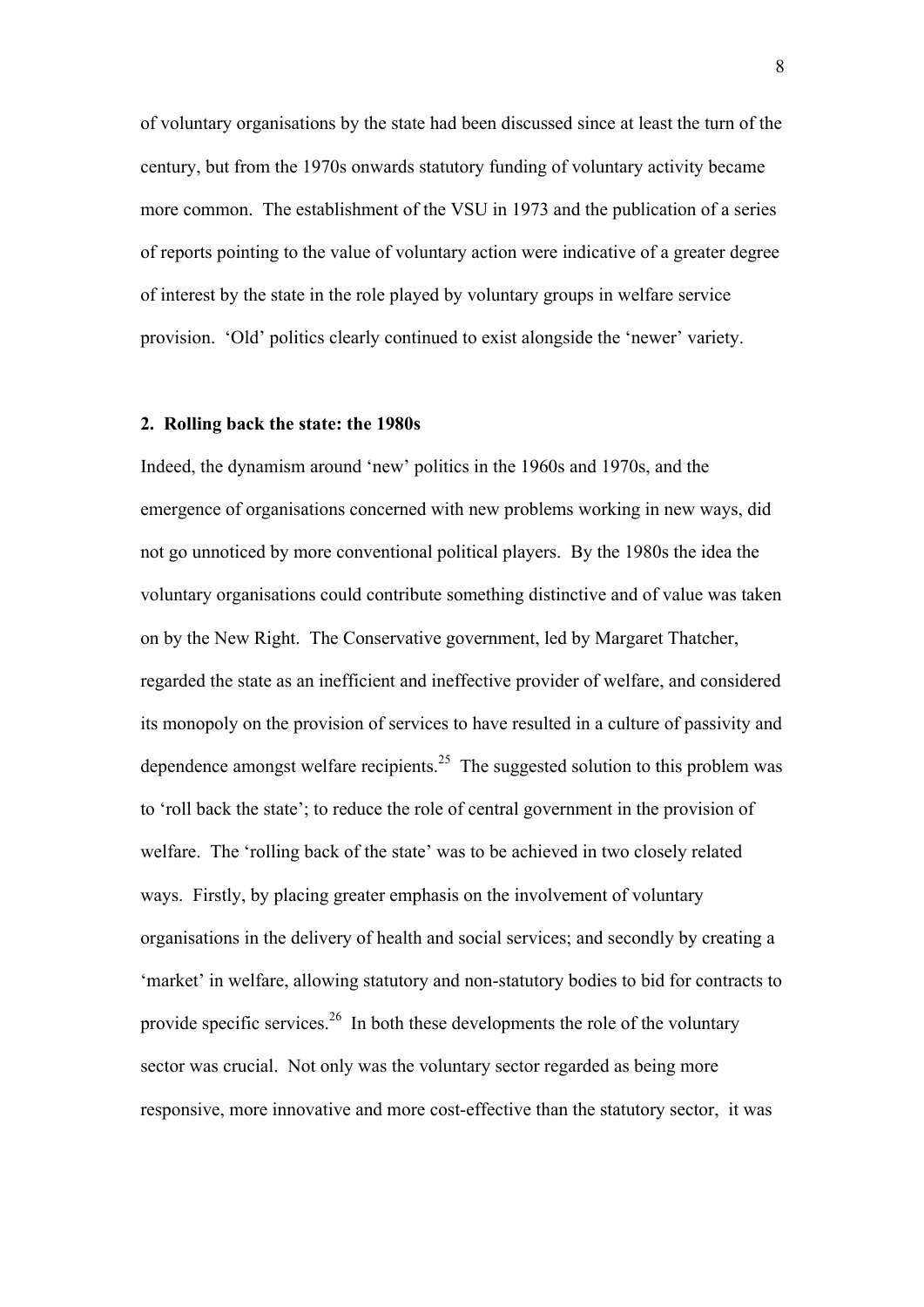of voluntary organisations by the state had been discussed since at least the turn of the century, but from the 1970s onwards statutory funding of voluntary activity became more common. The establishment of the VSU in 1973 and the publication of a series of reports pointing to the value of voluntary action were indicative of a greater degree of interest by the state in the role played by voluntary groups in welfare service provision. 'Old' politics clearly continued to exist alongside the 'newer' variety.

## 2. Rolling back the state: the 1980s

Indeed, the dynamism around 'new' politics in the 1960s and 1970s, and the emergence of organisations concerned with new problems working in new ways, did not go unnoticed by more conventional political players. By the 1980s the idea the voluntary organisations could contribute something distinctive and of value was taken on by the New Right. The Conservative government, led by Margaret Thatcher, regarded the state as an inefficient and ineffective provider of welfare, and considered its monopoly on the provision of services to have resulted in a culture of passivity and dependence amongst welfare recipients.[25] The suggested solution to this problem was to 'roll back the state'; to reduce the role of central government in the provision of welfare. The 'rolling back of the state' was to be achieved in two closely related ways. Firstly, by placing greater emphasis on the involvement of voluntary organisations in the delivery of health and social services; and secondly by creating a 'market' in welfare, allowing statutory and non-statutory bodies to bid for contracts to provide specific services.[26] In both these developments the role of the voluntary sector was crucial. Not only was the voluntary sector regarded as being more responsive, more innovative and more cost-effective than the statutory sector, it was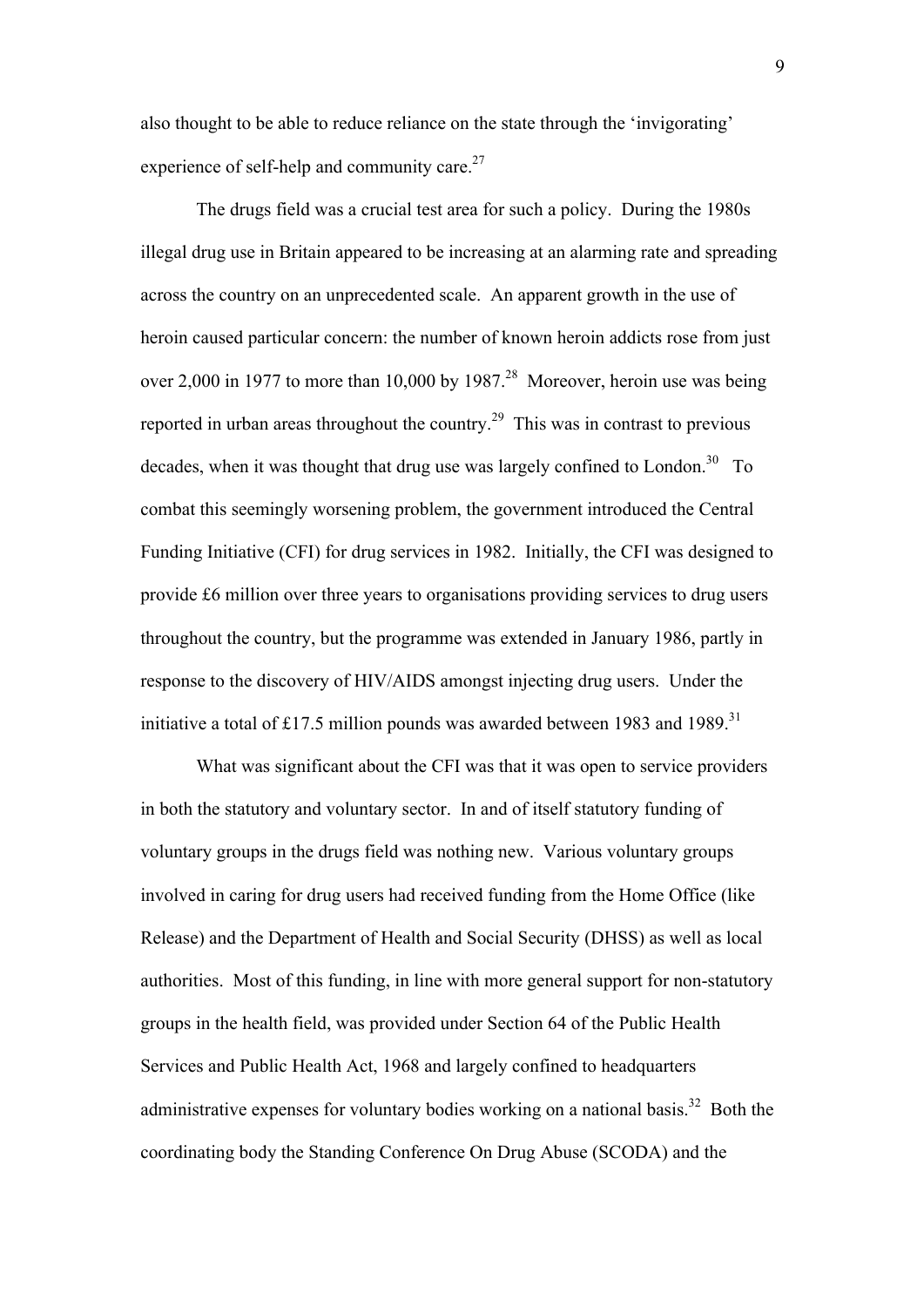also thought to be able to reduce reliance on the state through the 'invigorating' experience of self-help and community care.[27]

The drugs field was a crucial test area for such a policy. During the 1980s illegal drug use in Britain appeared to be increasing at an alarming rate and spreading across the country on an unprecedented scale. An apparent growth in the use of heroin caused particular concern: the number of known heroin addicts rose from just over 2,000 in 1977 to more than 10,000 by 1987.[28] Moreover, heroin use was being reported in urban areas throughout the country.[29] This was in contrast to previous decades, when it was thought that drug use was largely confined to London.[30] To combat this seemingly worsening problem, the government introduced the Central Funding Initiative (CFI) for drug services in 1982. Initially, the CFI was designed to provide £6 million over three years to organisations providing services to drug users throughout the country, but the programme was extended in January 1986, partly in response to the discovery of HIV/AIDS amongst injecting drug users. Under the initiative a total of £17.5 million pounds was awarded between 1983 and 1989.[31]

What was significant about the CFI was that it was open to service providers in both the statutory and voluntary sector. In and of itself statutory funding of voluntary groups in the drugs field was nothing new. Various voluntary groups involved in caring for drug users had received funding from the Home Office (like Release) and the Department of Health and Social Security (DHSS) as well as local authorities. Most of this funding, in line with more general support for non-statutory groups in the health field, was provided under Section 64 of the Public Health Services and Public Health Act, 1968 and largely confined to headquarters administrative expenses for voluntary bodies working on a national basis.[32] Both the coordinating body the Standing Conference On Drug Abuse (SCODA) and the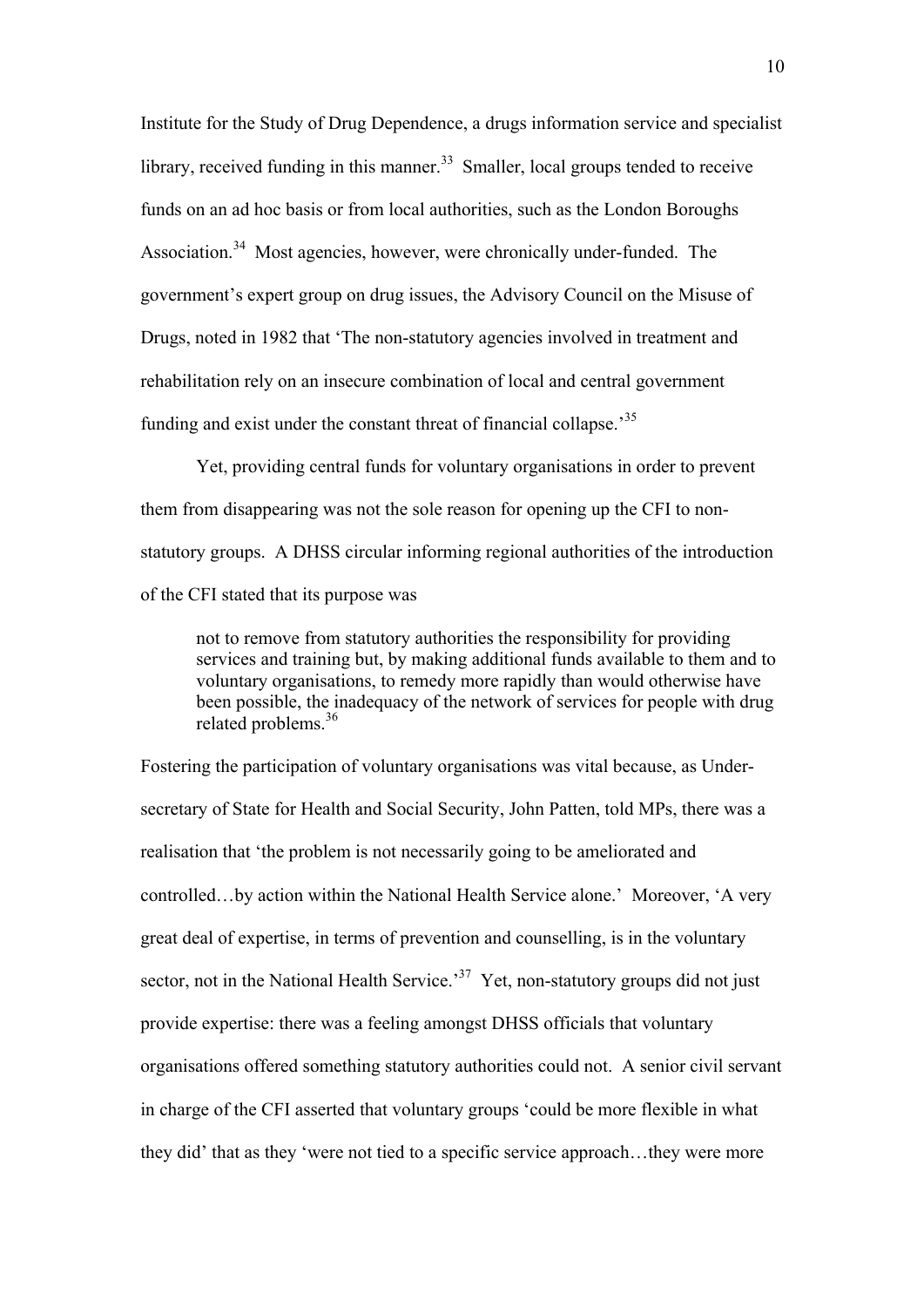Institute for the Study of Drug Dependence, a drugs information service and specialist library, received funding in this manner.[33] Smaller, local groups tended to receive funds on an ad hoc basis or from local authorities, such as the London Boroughs Association.[34] Most agencies, however, were chronically under-funded. The government's expert group on drug issues, the Advisory Council on the Misuse of Drugs, noted in 1982 that 'The non-statutory agencies involved in treatment and rehabilitation rely on an insecure combination of local and central government funding and exist under the constant threat of financial collapse.'[35]

Yet, providing central funds for voluntary organisations in order to prevent them from disappearing was not the sole reason for opening up the CFI to non-statutory groups. A DHSS circular informing regional authorities of the introduction of the CFI stated that its purpose was

> not to remove from statutory authorities the responsibility for providing services and training but, by making additional funds available to them and to voluntary organisations, to remedy more rapidly than would otherwise have been possible, the inadequacy of the network of services for people with drug related problems.[36]

Fostering the participation of voluntary organisations was vital because, as Under-secretary of State for Health and Social Security, John Patten, told MPs, there was a realisation that 'the problem is not necessarily going to be ameliorated and controlled…by action within the National Health Service alone.' Moreover, 'A very great deal of expertise, in terms of prevention and counselling, is in the voluntary sector, not in the National Health Service.'[37] Yet, non-statutory groups did not just provide expertise: there was a feeling amongst DHSS officials that voluntary organisations offered something statutory authorities could not. A senior civil servant in charge of the CFI asserted that voluntary groups 'could be more flexible in what they did' that as they 'were not tied to a specific service approach…they were more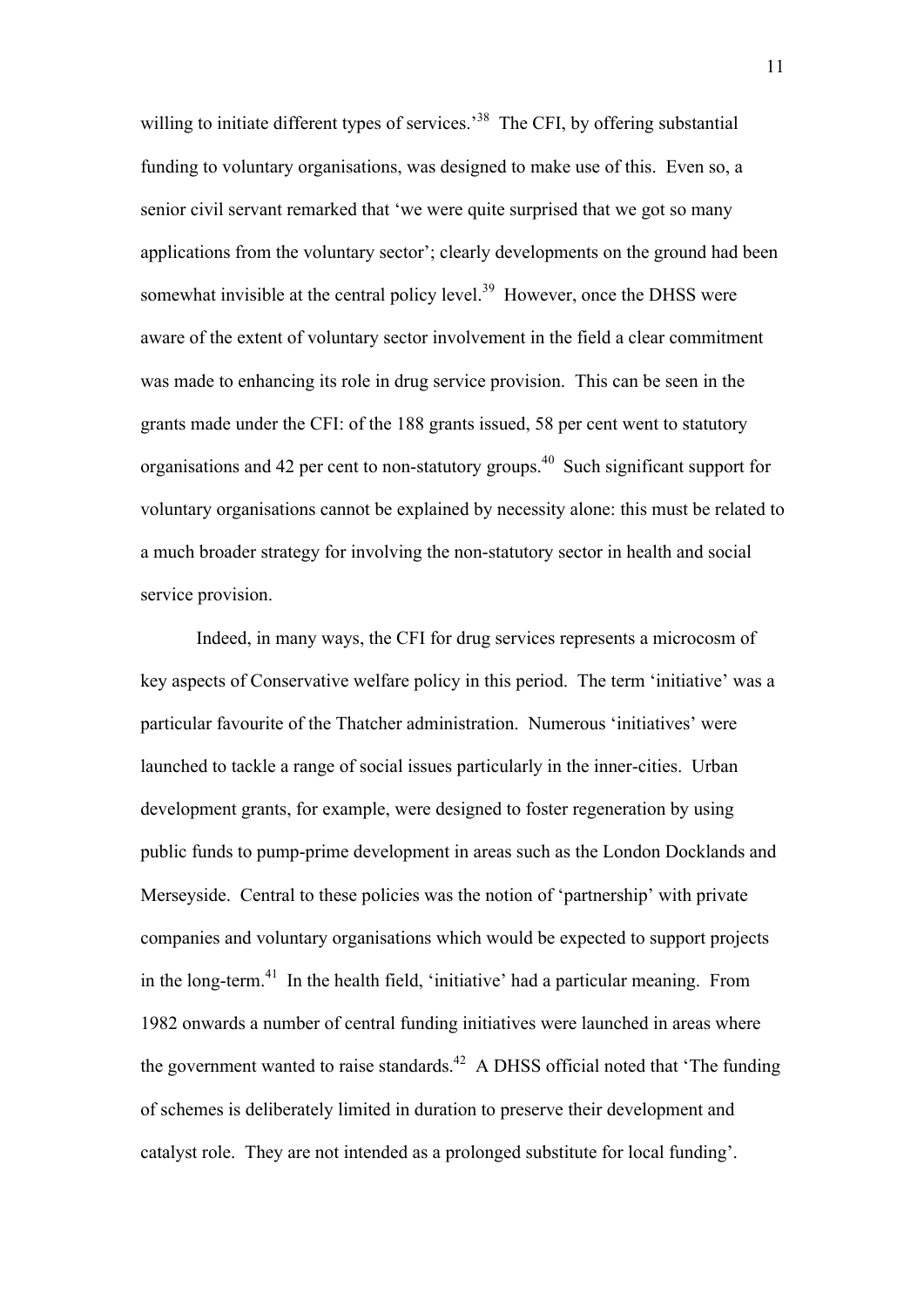willing to initiate different types of services.'[38] The CFI, by offering substantial funding to voluntary organisations, was designed to make use of this. Even so, a senior civil servant remarked that 'we were quite surprised that we got so many applications from the voluntary sector'; clearly developments on the ground had been somewhat invisible at the central policy level.[39] However, once the DHSS were aware of the extent of voluntary sector involvement in the field a clear commitment was made to enhancing its role in drug service provision. This can be seen in the grants made under the CFI: of the 188 grants issued, 58 per cent went to statutory organisations and 42 per cent to non-statutory groups.[40] Such significant support for voluntary organisations cannot be explained by necessity alone: this must be related to a much broader strategy for involving the non-statutory sector in health and social service provision.

Indeed, in many ways, the CFI for drug services represents a microcosm of key aspects of Conservative welfare policy in this period. The term 'initiative' was a particular favourite of the Thatcher administration. Numerous 'initiatives' were launched to tackle a range of social issues particularly in the inner-cities. Urban development grants, for example, were designed to foster regeneration by using public funds to pump-prime development in areas such as the London Docklands and Merseyside. Central to these policies was the notion of 'partnership' with private companies and voluntary organisations which would be expected to support projects in the long-term.[41] In the health field, 'initiative' had a particular meaning. From 1982 onwards a number of central funding initiatives were launched in areas where the government wanted to raise standards.[42] A DHSS official noted that 'The funding of schemes is deliberately limited in duration to preserve their development and catalyst role. They are not intended as a prolonged substitute for local funding'.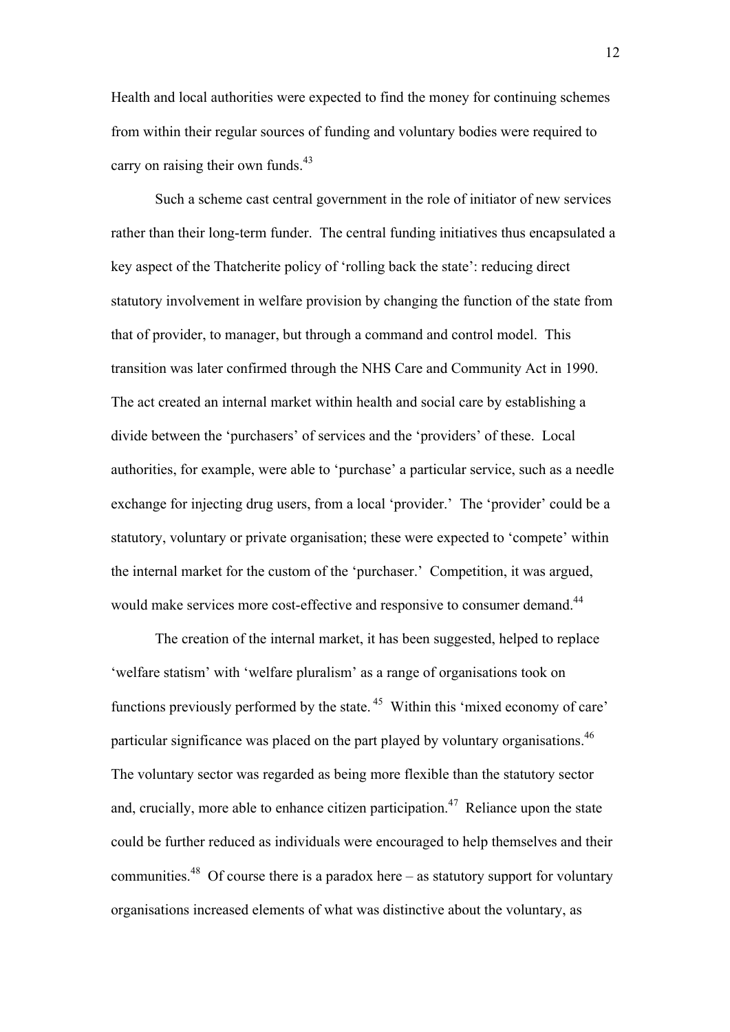Health and local authorities were expected to find the money for continuing schemes from within their regular sources of funding and voluntary bodies were required to carry on raising their own funds.[43]

Such a scheme cast central government in the role of initiator of new services rather than their long-term funder. The central funding initiatives thus encapsulated a key aspect of the Thatcherite policy of 'rolling back the state': reducing direct statutory involvement in welfare provision by changing the function of the state from that of provider, to manager, but through a command and control model. This transition was later confirmed through the NHS Care and Community Act in 1990. The act created an internal market within health and social care by establishing a divide between the 'purchasers' of services and the 'providers' of these. Local authorities, for example, were able to 'purchase' a particular service, such as a needle exchange for injecting drug users, from a local 'provider.' The 'provider' could be a statutory, voluntary or private organisation; these were expected to 'compete' within the internal market for the custom of the 'purchaser.' Competition, it was argued, would make services more cost-effective and responsive to consumer demand.[44]

The creation of the internal market, it has been suggested, helped to replace 'welfare statism' with 'welfare pluralism' as a range of organisations took on functions previously performed by the state.[45] Within this 'mixed economy of care' particular significance was placed on the part played by voluntary organisations.[46] The voluntary sector was regarded as being more flexible than the statutory sector and, crucially, more able to enhance citizen participation.[47] Reliance upon the state could be further reduced as individuals were encouraged to help themselves and their communities.[48] Of course there is a paradox here – as statutory support for voluntary organisations increased elements of what was distinctive about the voluntary, as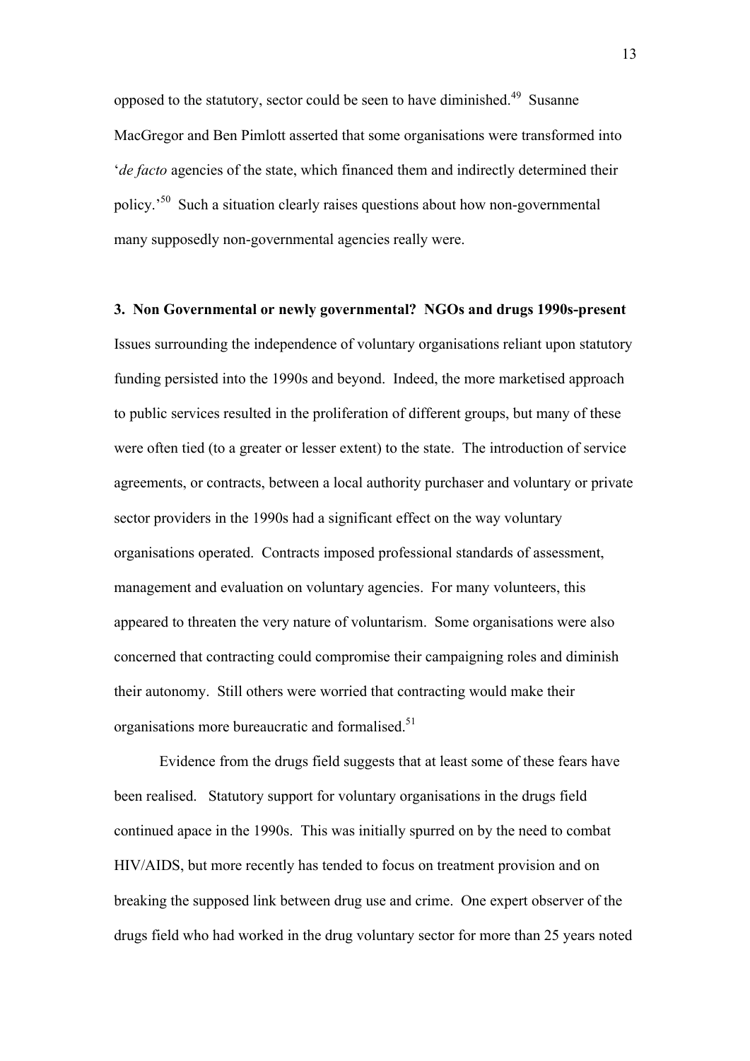opposed to the statutory, sector could be seen to have diminished.[49] Susanne MacGregor and Ben Pimlott asserted that some organisations were transformed into '*de facto* agencies of the state, which financed them and indirectly determined their policy.'[50] Such a situation clearly raises questions about how non-governmental many supposedly non-governmental agencies really were.

**3. Non Governmental or newly governmental? NGOs and drugs 1990s-present**

Issues surrounding the independence of voluntary organisations reliant upon statutory funding persisted into the 1990s and beyond. Indeed, the more marketised approach to public services resulted in the proliferation of different groups, but many of these were often tied (to a greater or lesser extent) to the state. The introduction of service agreements, or contracts, between a local authority purchaser and voluntary or private sector providers in the 1990s had a significant effect on the way voluntary organisations operated. Contracts imposed professional standards of assessment, management and evaluation on voluntary agencies. For many volunteers, this appeared to threaten the very nature of voluntarism. Some organisations were also concerned that contracting could compromise their campaigning roles and diminish their autonomy. Still others were worried that contracting would make their organisations more bureaucratic and formalised.[51]

Evidence from the drugs field suggests that at least some of these fears have been realised. Statutory support for voluntary organisations in the drugs field continued apace in the 1990s. This was initially spurred on by the need to combat HIV/AIDS, but more recently has tended to focus on treatment provision and on breaking the supposed link between drug use and crime. One expert observer of the drugs field who had worked in the drug voluntary sector for more than 25 years noted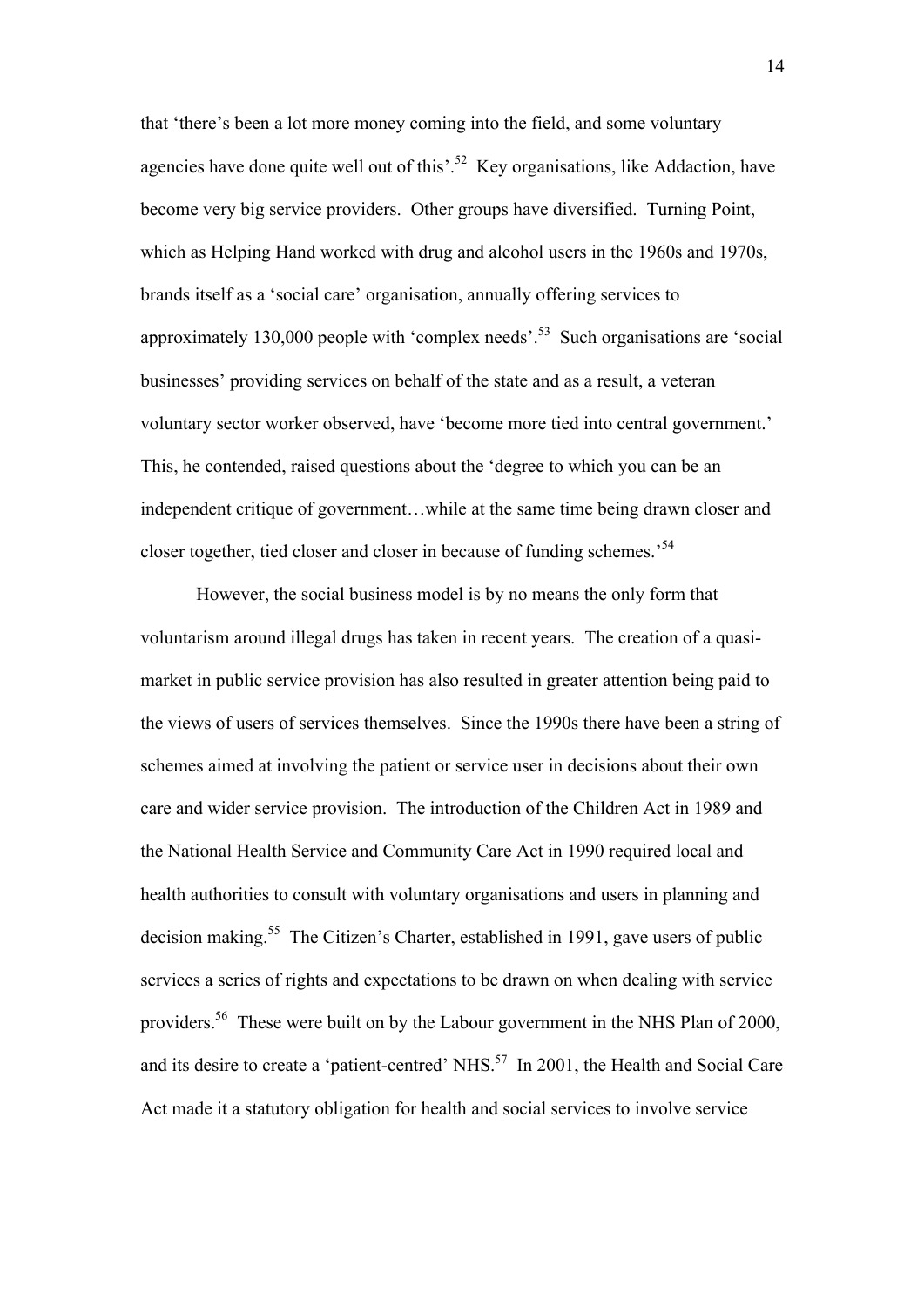that 'there's been a lot more money coming into the field, and some voluntary agencies have done quite well out of this'.[52] Key organisations, like Addaction, have become very big service providers. Other groups have diversified. Turning Point, which as Helping Hand worked with drug and alcohol users in the 1960s and 1970s, brands itself as a 'social care' organisation, annually offering services to approximately 130,000 people with 'complex needs'.[53] Such organisations are 'social businesses' providing services on behalf of the state and as a result, a veteran voluntary sector worker observed, have 'become more tied into central government.' This, he contended, raised questions about the 'degree to which you can be an independent critique of government…while at the same time being drawn closer and closer together, tied closer and closer in because of funding schemes.'[54]

However, the social business model is by no means the only form that voluntarism around illegal drugs has taken in recent years. The creation of a quasi-market in public service provision has also resulted in greater attention being paid to the views of users of services themselves. Since the 1990s there have been a string of schemes aimed at involving the patient or service user in decisions about their own care and wider service provision. The introduction of the Children Act in 1989 and the National Health Service and Community Care Act in 1990 required local and health authorities to consult with voluntary organisations and users in planning and decision making.[55] The Citizen's Charter, established in 1991, gave users of public services a series of rights and expectations to be drawn on when dealing with service providers.[56] These were built on by the Labour government in the NHS Plan of 2000, and its desire to create a 'patient-centred' NHS.[57] In 2001, the Health and Social Care Act made it a statutory obligation for health and social services to involve service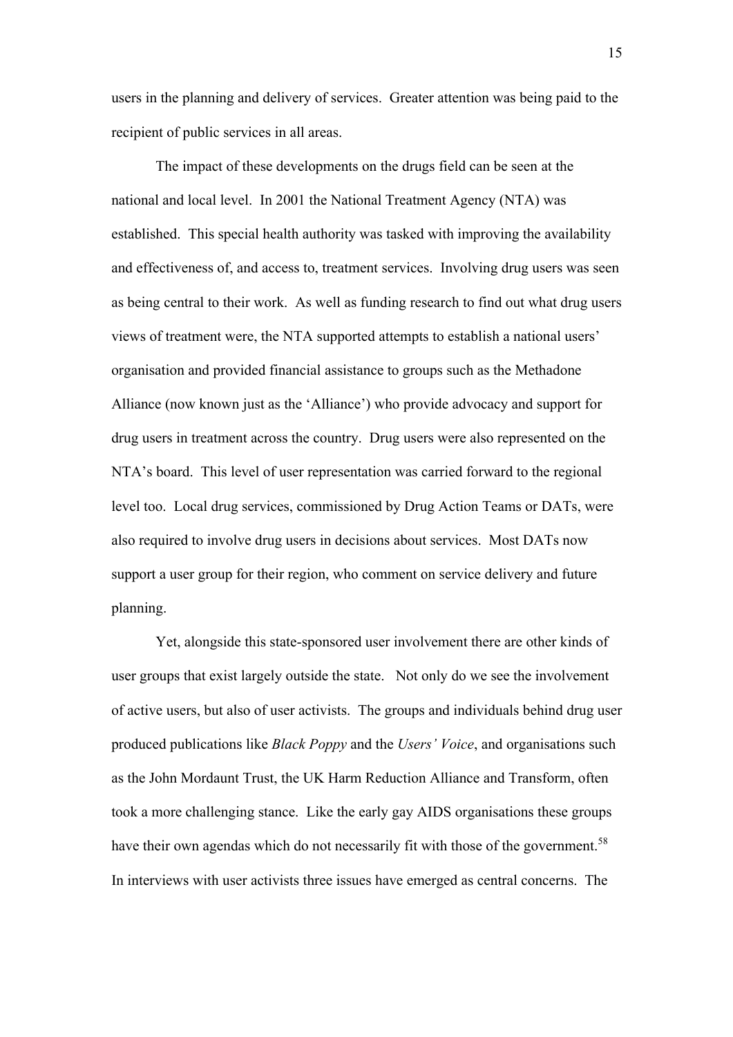users in the planning and delivery of services. Greater attention was being paid to the recipient of public services in all areas.

The impact of these developments on the drugs field can be seen at the national and local level. In 2001 the National Treatment Agency (NTA) was established. This special health authority was tasked with improving the availability and effectiveness of, and access to, treatment services. Involving drug users was seen as being central to their work. As well as funding research to find out what drug users views of treatment were, the NTA supported attempts to establish a national users' organisation and provided financial assistance to groups such as the Methadone Alliance (now known just as the 'Alliance') who provide advocacy and support for drug users in treatment across the country. Drug users were also represented on the NTA's board. This level of user representation was carried forward to the regional level too. Local drug services, commissioned by Drug Action Teams or DATs, were also required to involve drug users in decisions about services. Most DATs now support a user group for their region, who comment on service delivery and future planning.

Yet, alongside this state-sponsored user involvement there are other kinds of user groups that exist largely outside the state. Not only do we see the involvement of active users, but also of user activists. The groups and individuals behind drug user produced publications like *Black Poppy* and the *Users' Voice*, and organisations such as the John Mordaunt Trust, the UK Harm Reduction Alliance and Transform, often took a more challenging stance. Like the early gay AIDS organisations these groups have their own agendas which do not necessarily fit with those of the government.[58] In interviews with user activists three issues have emerged as central concerns. The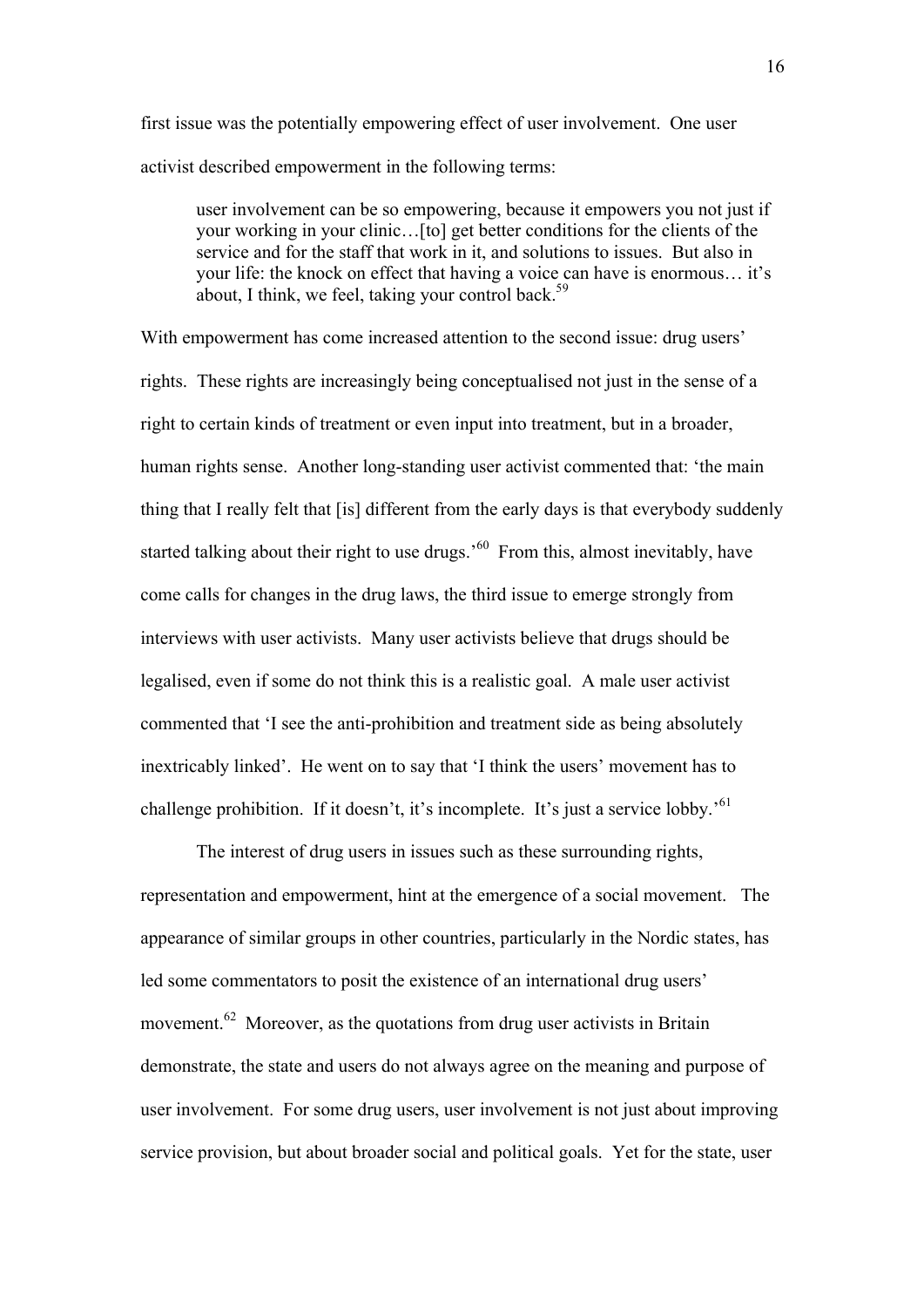first issue was the potentially empowering effect of user involvement. One user activist described empowerment in the following terms:

> user involvement can be so empowering, because it empowers you not just if your working in your clinic…[to] get better conditions for the clients of the service and for the staff that work in it, and solutions to issues. But also in your life: the knock on effect that having a voice can have is enormous… it's about, I think, we feel, taking your control back.[59]

With empowerment has come increased attention to the second issue: drug users' rights. These rights are increasingly being conceptualised not just in the sense of a right to certain kinds of treatment or even input into treatment, but in a broader, human rights sense. Another long-standing user activist commented that: 'the main thing that I really felt that [is] different from the early days is that everybody suddenly started talking about their right to use drugs.'[60] From this, almost inevitably, have come calls for changes in the drug laws, the third issue to emerge strongly from interviews with user activists. Many user activists believe that drugs should be legalised, even if some do not think this is a realistic goal. A male user activist commented that 'I see the anti-prohibition and treatment side as being absolutely inextricably linked'. He went on to say that 'I think the users' movement has to challenge prohibition. If it doesn't, it's incomplete. It's just a service lobby.'[61]

The interest of drug users in issues such as these surrounding rights, representation and empowerment, hint at the emergence of a social movement. The appearance of similar groups in other countries, particularly in the Nordic states, has led some commentators to posit the existence of an international drug users' movement.[62] Moreover, as the quotations from drug user activists in Britain demonstrate, the state and users do not always agree on the meaning and purpose of user involvement. For some drug users, user involvement is not just about improving service provision, but about broader social and political goals. Yet for the state, user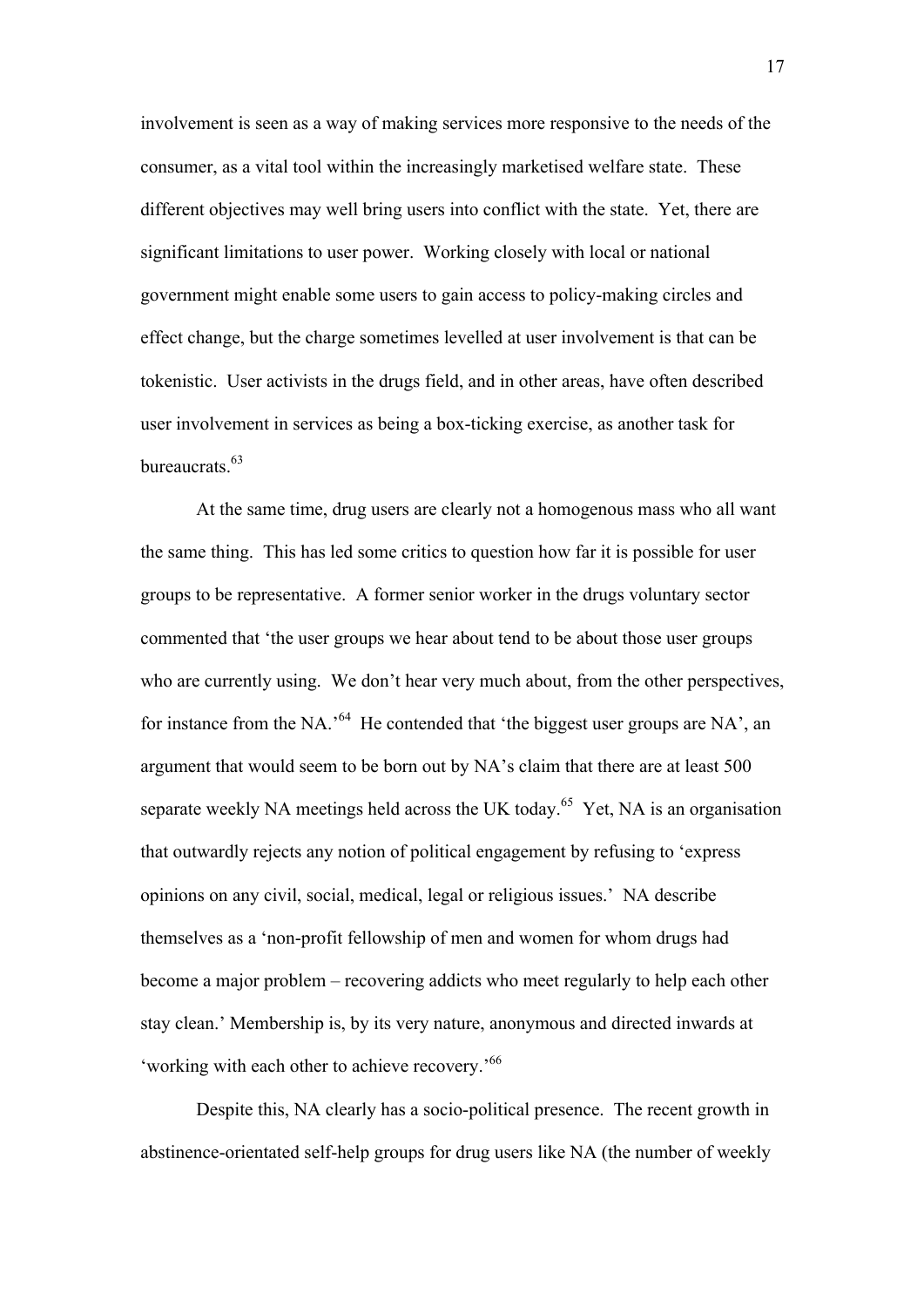involvement is seen as a way of making services more responsive to the needs of the consumer, as a vital tool within the increasingly marketised welfare state. These different objectives may well bring users into conflict with the state. Yet, there are significant limitations to user power. Working closely with local or national government might enable some users to gain access to policy-making circles and effect change, but the charge sometimes levelled at user involvement is that can be tokenistic. User activists in the drugs field, and in other areas, have often described user involvement in services as being a box-ticking exercise, as another task for bureaucrats.[63]

At the same time, drug users are clearly not a homogenous mass who all want the same thing. This has led some critics to question how far it is possible for user groups to be representative. A former senior worker in the drugs voluntary sector commented that 'the user groups we hear about tend to be about those user groups who are currently using. We don't hear very much about, from the other perspectives, for instance from the NA.'[64] He contended that 'the biggest user groups are NA', an argument that would seem to be born out by NA's claim that there are at least 500 separate weekly NA meetings held across the UK today.[65] Yet, NA is an organisation that outwardly rejects any notion of political engagement by refusing to 'express opinions on any civil, social, medical, legal or religious issues.' NA describe themselves as a 'non-profit fellowship of men and women for whom drugs had become a major problem – recovering addicts who meet regularly to help each other stay clean.' Membership is, by its very nature, anonymous and directed inwards at 'working with each other to achieve recovery.'[66]

Despite this, NA clearly has a socio-political presence. The recent growth in abstinence-orientated self-help groups for drug users like NA (the number of weekly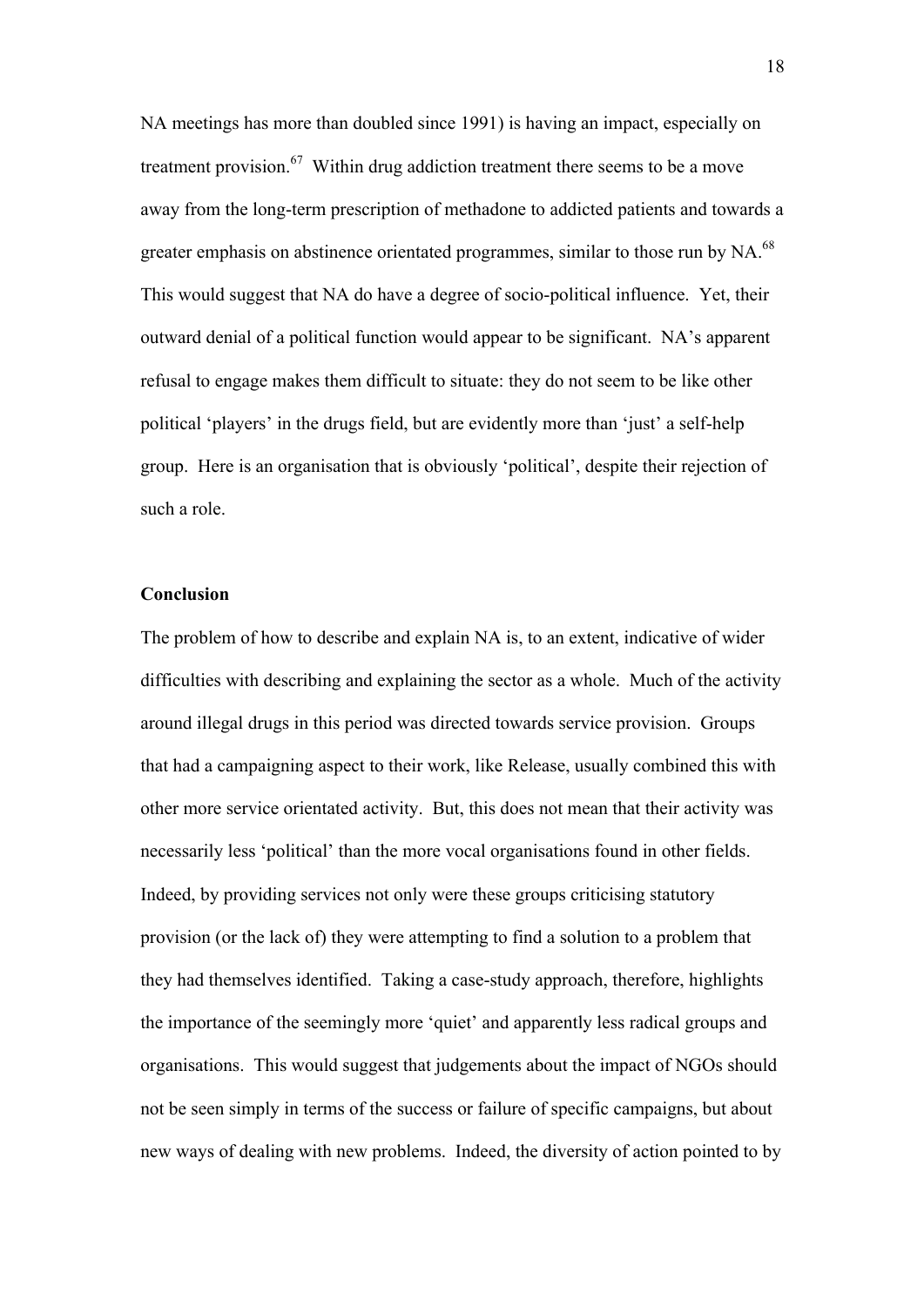NA meetings has more than doubled since 1991) is having an impact, especially on treatment provision.[67] Within drug addiction treatment there seems to be a move away from the long-term prescription of methadone to addicted patients and towards a greater emphasis on abstinence orientated programmes, similar to those run by NA.[68] This would suggest that NA do have a degree of socio-political influence. Yet, their outward denial of a political function would appear to be significant. NA's apparent refusal to engage makes them difficult to situate: they do not seem to be like other political 'players' in the drugs field, but are evidently more than 'just' a self-help group. Here is an organisation that is obviously 'political', despite their rejection of such a role.

**Conclusion**

The problem of how to describe and explain NA is, to an extent, indicative of wider difficulties with describing and explaining the sector as a whole. Much of the activity around illegal drugs in this period was directed towards service provision. Groups that had a campaigning aspect to their work, like Release, usually combined this with other more service orientated activity. But, this does not mean that their activity was necessarily less 'political' than the more vocal organisations found in other fields. Indeed, by providing services not only were these groups criticising statutory provision (or the lack of) they were attempting to find a solution to a problem that they had themselves identified. Taking a case-study approach, therefore, highlights the importance of the seemingly more 'quiet' and apparently less radical groups and organisations. This would suggest that judgements about the impact of NGOs should not be seen simply in terms of the success or failure of specific campaigns, but about new ways of dealing with new problems. Indeed, the diversity of action pointed to by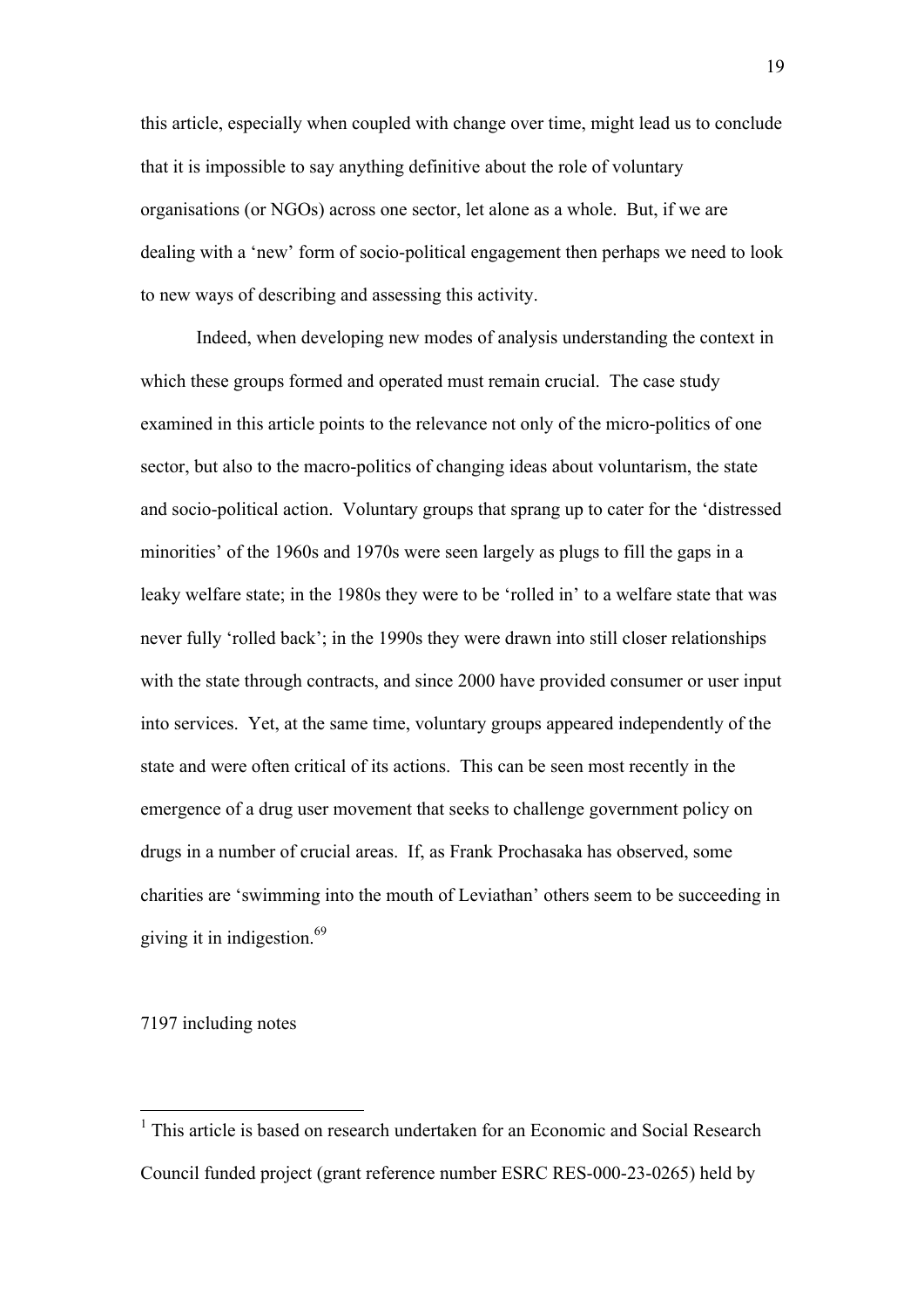this article, especially when coupled with change over time, might lead us to conclude that it is impossible to say anything definitive about the role of voluntary organisations (or NGOs) across one sector, let alone as a whole. But, if we are dealing with a 'new' form of socio-political engagement then perhaps we need to look to new ways of describing and assessing this activity.

Indeed, when developing new modes of analysis understanding the context in which these groups formed and operated must remain crucial. The case study examined in this article points to the relevance not only of the micro-politics of one sector, but also to the macro-politics of changing ideas about voluntarism, the state and socio-political action. Voluntary groups that sprang up to cater for the 'distressed minorities' of the 1960s and 1970s were seen largely as plugs to fill the gaps in a leaky welfare state; in the 1980s they were to be 'rolled in' to a welfare state that was never fully 'rolled back'; in the 1990s they were drawn into still closer relationships with the state through contracts, and since 2000 have provided consumer or user input into services. Yet, at the same time, voluntary groups appeared independently of the state and were often critical of its actions. This can be seen most recently in the emergence of a drug user movement that seeks to challenge government policy on drugs in a number of crucial areas. If, as Frank Prochasaka has observed, some charities are 'swimming into the mouth of Leviathan' others seem to be succeeding in giving it in indigestion.[69]

7197 including notes

---

[1] This article is based on research undertaken for an Economic and Social Research Council funded project (grant reference number ESRC RES-000-23-0265) held by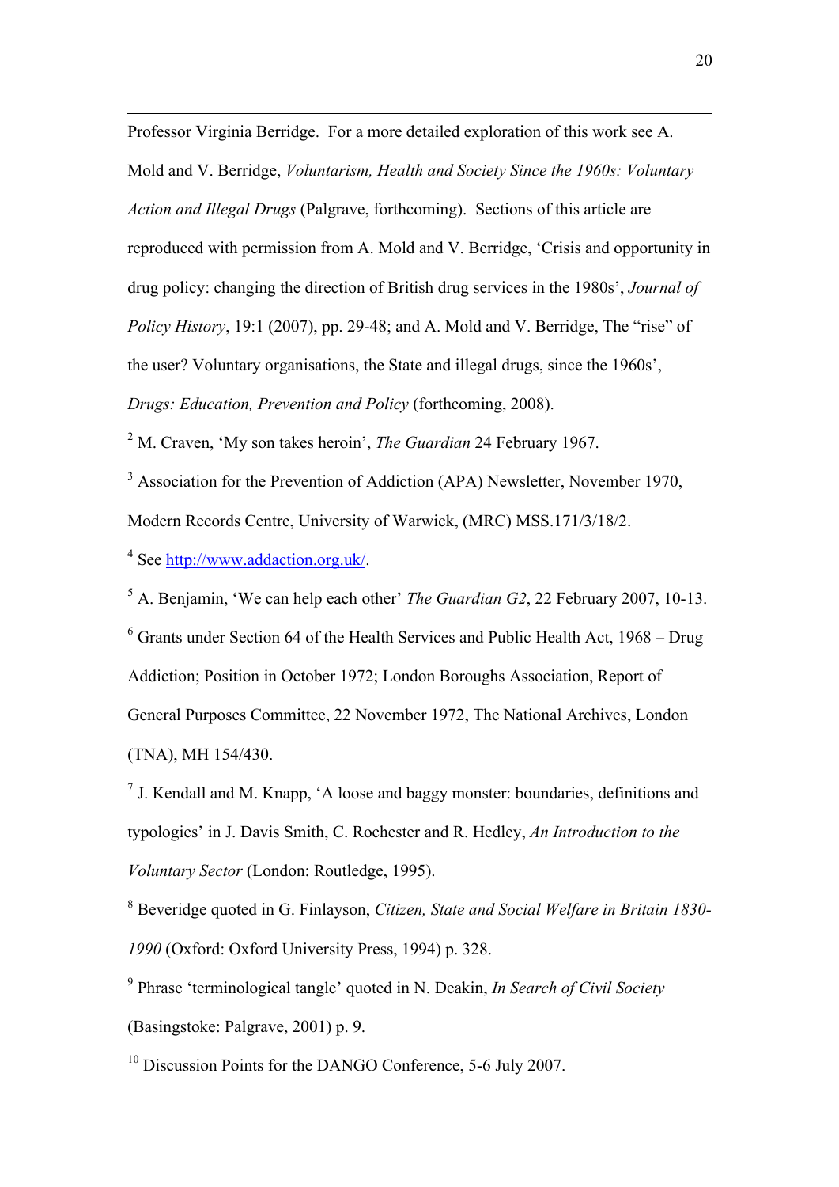Professor Virginia Berridge. For a more detailed exploration of this work see A. Mold and V. Berridge, *Voluntarism, Health and Society Since the 1960s: Voluntary Action and Illegal Drugs* (Palgrave, forthcoming). Sections of this article are reproduced with permission from A. Mold and V. Berridge, 'Crisis and opportunity in drug policy: changing the direction of British drug services in the 1980s', *Journal of Policy History*, 19:1 (2007), pp. 29-48; and A. Mold and V. Berridge, The "rise" of the user? Voluntary organisations, the State and illegal drugs, since the 1960s', *Drugs: Education, Prevention and Policy* (forthcoming, 2008).

[2] M. Craven, 'My son takes heroin', *The Guardian* 24 February 1967.

[3] Association for the Prevention of Addiction (APA) Newsletter, November 1970, Modern Records Centre, University of Warwick, (MRC) MSS.171/3/18/2.

[4] See http://www.addaction.org.uk/.

[5] A. Benjamin, 'We can help each other' *The Guardian G2*, 22 February 2007, 10-13.

[6] Grants under Section 64 of the Health Services and Public Health Act, 1968 – Drug Addiction; Position in October 1972; London Boroughs Association, Report of General Purposes Committee, 22 November 1972, The National Archives, London (TNA), MH 154/430.

[7] J. Kendall and M. Knapp, 'A loose and baggy monster: boundaries, definitions and typologies' in J. Davis Smith, C. Rochester and R. Hedley, *An Introduction to the Voluntary Sector* (London: Routledge, 1995).

[8] Beveridge quoted in G. Finlayson, *Citizen, State and Social Welfare in Britain 1830-1990* (Oxford: Oxford University Press, 1994) p. 328.

[9] Phrase 'terminological tangle' quoted in N. Deakin, *In Search of Civil Society* (Basingstoke: Palgrave, 2001) p. 9.

[10] Discussion Points for the DANGO Conference, 5-6 July 2007.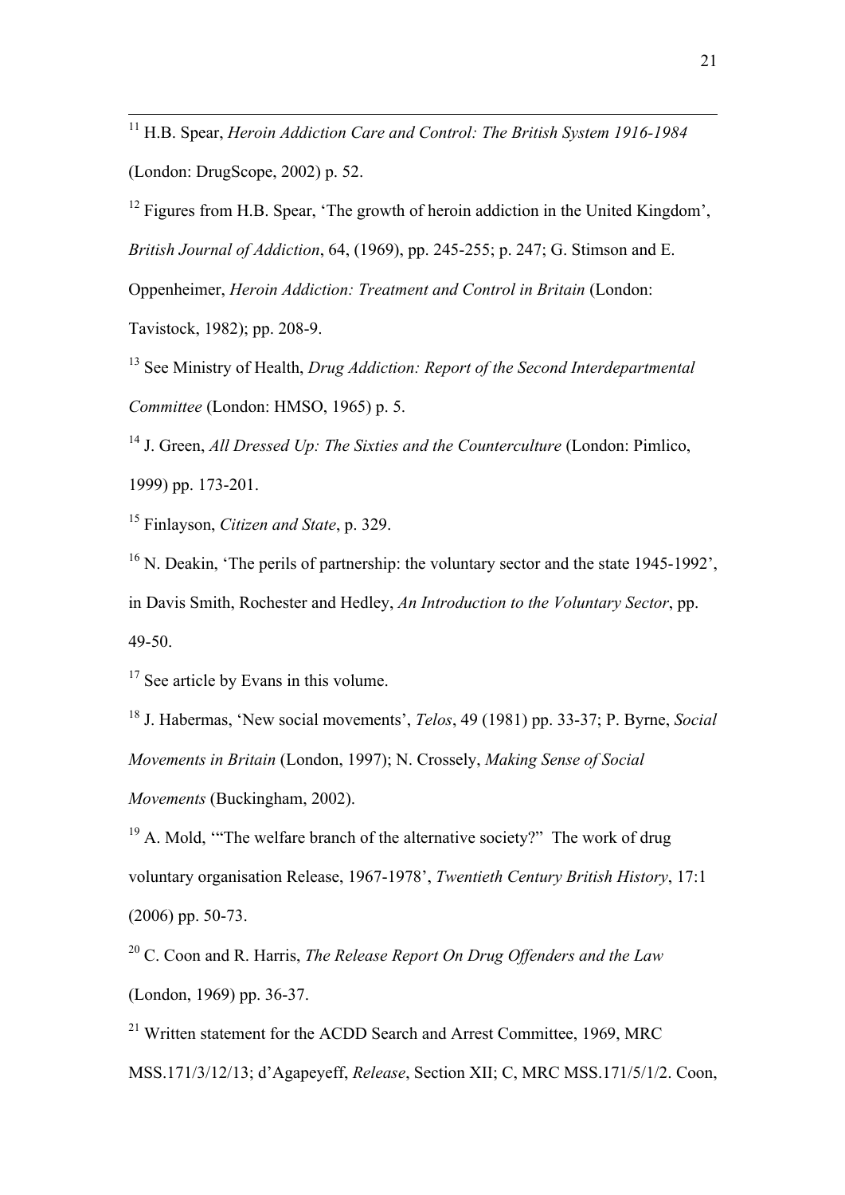[11] H.B. Spear, *Heroin Addiction Care and Control: The British System 1916-1984* (London: DrugScope, 2002) p. 52.

[12] Figures from H.B. Spear, 'The growth of heroin addiction in the United Kingdom', *British Journal of Addiction*, 64, (1969), pp. 245-255; p. 247; G. Stimson and E. Oppenheimer, *Heroin Addiction: Treatment and Control in Britain* (London: Tavistock, 1982); pp. 208-9.

[13] See Ministry of Health, *Drug Addiction: Report of the Second Interdepartmental Committee* (London: HMSO, 1965) p. 5.

[14] J. Green, *All Dressed Up: The Sixties and the Counterculture* (London: Pimlico, 1999) pp. 173-201.

[15] Finlayson, *Citizen and State*, p. 329.

[16] N. Deakin, 'The perils of partnership: the voluntary sector and the state 1945-1992', in Davis Smith, Rochester and Hedley, *An Introduction to the Voluntary Sector*, pp. 49-50.

[17] See article by Evans in this volume.

[18] J. Habermas, 'New social movements', *Telos*, 49 (1981) pp. 33-37; P. Byrne, *Social Movements in Britain* (London, 1997); N. Crossely, *Making Sense of Social Movements* (Buckingham, 2002).

[19] A. Mold, '"The welfare branch of the alternative society?" The work of drug voluntary organisation Release, 1967-1978', *Twentieth Century British History*, 17:1 (2006) pp. 50-73.

[20] C. Coon and R. Harris, *The Release Report On Drug Offenders and the Law* (London, 1969) pp. 36-37.

[21] Written statement for the ACDD Search and Arrest Committee, 1969, MRC MSS.171/3/12/13; d'Agapeyeff, *Release*, Section XII; C, MRC MSS.171/5/1/2. Coon,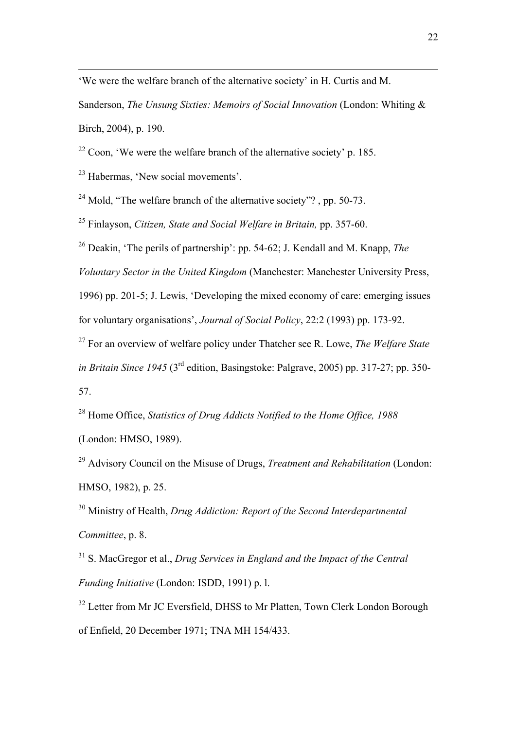'We were the welfare branch of the alternative society' in H. Curtis and M. Sanderson, *The Unsung Sixties: Memoirs of Social Innovation* (London: Whiting & Birch, 2004), p. 190.

[22] Coon, 'We were the welfare branch of the alternative society' p. 185.

[23] Habermas, 'New social movements'.

[24] Mold, "The welfare branch of the alternative society"? , pp. 50-73.

[25] Finlayson, *Citizen, State and Social Welfare in Britain,* pp. 357-60.

[26] Deakin, 'The perils of partnership': pp. 54-62; J. Kendall and M. Knapp, *The Voluntary Sector in the United Kingdom* (Manchester: Manchester University Press, 1996) pp. 201-5; J. Lewis, 'Developing the mixed economy of care: emerging issues for voluntary organisations', *Journal of Social Policy*, 22:2 (1993) pp. 173-92.

[27] For an overview of welfare policy under Thatcher see R. Lowe, *The Welfare State in Britain Since 1945* (3rd edition, Basingstoke: Palgrave, 2005) pp. 317-27; pp. 350-57.

[28] Home Office, *Statistics of Drug Addicts Notified to the Home Office, 1988* (London: HMSO, 1989).

[29] Advisory Council on the Misuse of Drugs, *Treatment and Rehabilitation* (London: HMSO, 1982), p. 25.

[30] Ministry of Health, *Drug Addiction: Report of the Second Interdepartmental Committee*, p. 8.

[31] S. MacGregor et al., *Drug Services in England and the Impact of the Central Funding Initiative* (London: ISDD, 1991) p. l.

[32] Letter from Mr JC Eversfield, DHSS to Mr Platten, Town Clerk London Borough of Enfield, 20 December 1971; TNA MH 154/433.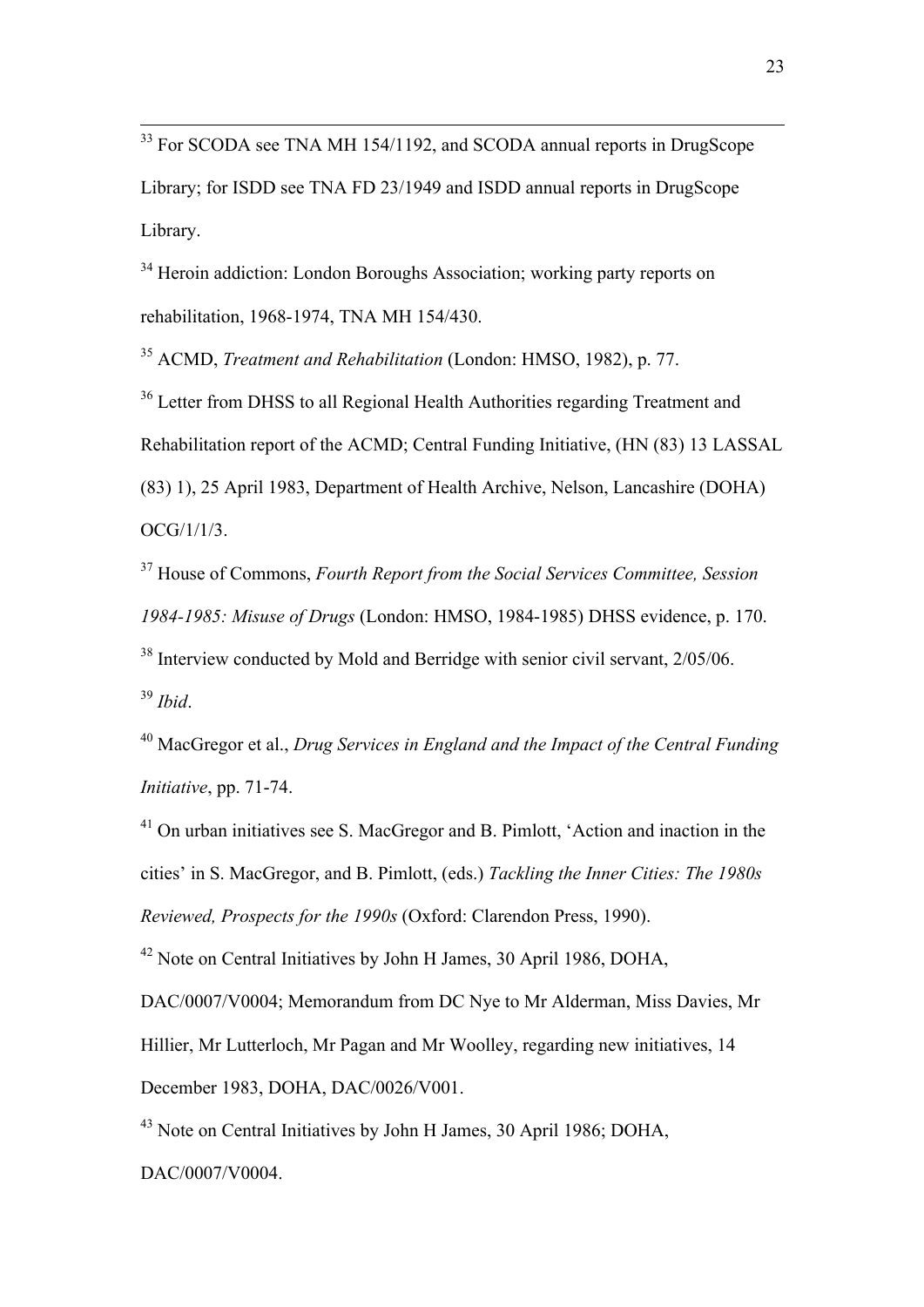[33] For SCODA see TNA MH 154/1192, and SCODA annual reports in DrugScope Library; for ISDD see TNA FD 23/1949 and ISDD annual reports in DrugScope Library.

[34] Heroin addiction: London Boroughs Association; working party reports on rehabilitation, 1968-1974, TNA MH 154/430.

[35] ACMD, *Treatment and Rehabilitation* (London: HMSO, 1982), p. 77.

[36] Letter from DHSS to all Regional Health Authorities regarding Treatment and Rehabilitation report of the ACMD; Central Funding Initiative, (HN (83) 13 LASSAL (83) 1), 25 April 1983, Department of Health Archive, Nelson, Lancashire (DOHA) OCG/1/1/3.

[37] House of Commons, *Fourth Report from the Social Services Committee, Session 1984-1985: Misuse of Drugs* (London: HMSO, 1984-1985) DHSS evidence, p. 170.

[38] Interview conducted by Mold and Berridge with senior civil servant, 2/05/06.

[39] *Ibid*.

[40] MacGregor et al., *Drug Services in England and the Impact of the Central Funding Initiative*, pp. 71-74.

[41] On urban initiatives see S. MacGregor and B. Pimlott, 'Action and inaction in the cities' in S. MacGregor, and B. Pimlott, (eds.) *Tackling the Inner Cities: The 1980s Reviewed, Prospects for the 1990s* (Oxford: Clarendon Press, 1990).

[42] Note on Central Initiatives by John H James, 30 April 1986, DOHA, DAC/0007/V0004; Memorandum from DC Nye to Mr Alderman, Miss Davies, Mr Hillier, Mr Lutterloch, Mr Pagan and Mr Woolley, regarding new initiatives, 14 December 1983, DOHA, DAC/0026/V001.

[43] Note on Central Initiatives by John H James, 30 April 1986; DOHA, DAC/0007/V0004.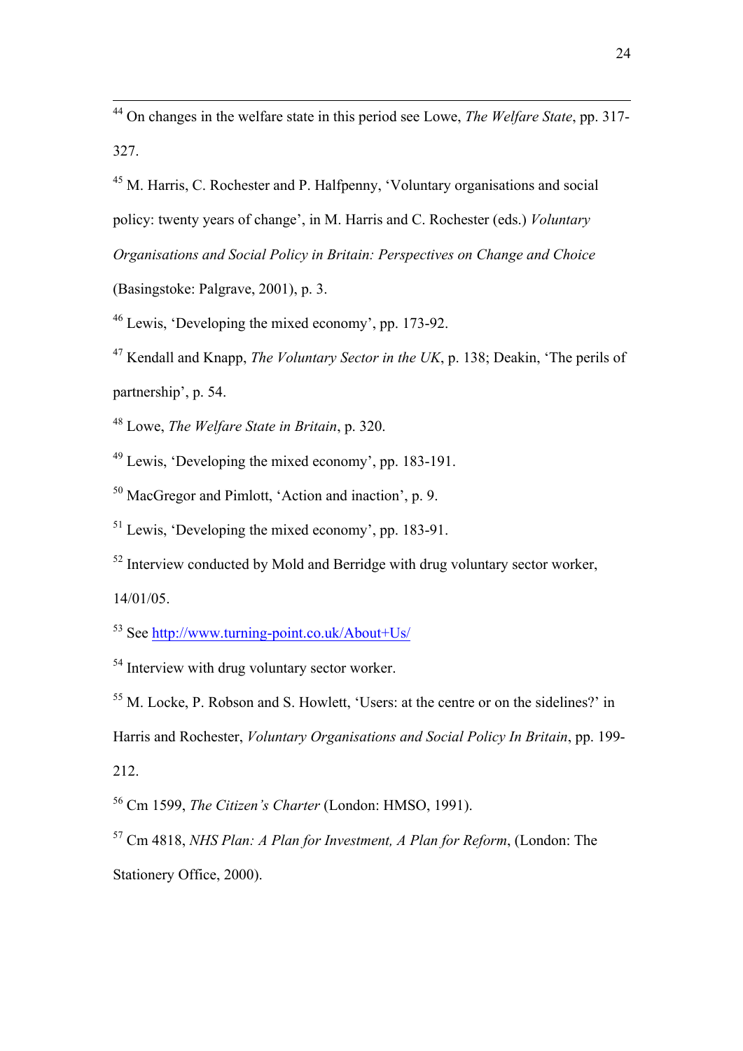[44] On changes in the welfare state in this period see Lowe, *The Welfare State*, pp. 317-327.

[45] M. Harris, C. Rochester and P. Halfpenny, 'Voluntary organisations and social policy: twenty years of change', in M. Harris and C. Rochester (eds.) *Voluntary Organisations and Social Policy in Britain: Perspectives on Change and Choice* (Basingstoke: Palgrave, 2001), p. 3.

[46] Lewis, 'Developing the mixed economy', pp. 173-92.

[47] Kendall and Knapp, *The Voluntary Sector in the UK*, p. 138; Deakin, 'The perils of partnership', p. 54.

[48] Lowe, *The Welfare State in Britain*, p. 320.

[49] Lewis, 'Developing the mixed economy', pp. 183-191.

[50] MacGregor and Pimlott, 'Action and inaction', p. 9.

[51] Lewis, 'Developing the mixed economy', pp. 183-91.

[52] Interview conducted by Mold and Berridge with drug voluntary sector worker, 14/01/05.

[53] See http://www.turning-point.co.uk/About+Us/

[54] Interview with drug voluntary sector worker.

[55] M. Locke, P. Robson and S. Howlett, 'Users: at the centre or on the sidelines?' in Harris and Rochester, *Voluntary Organisations and Social Policy In Britain*, pp. 199-212.

[56] Cm 1599, *The Citizen's Charter* (London: HMSO, 1991).

[57] Cm 4818, *NHS Plan: A Plan for Investment, A Plan for Reform*, (London: The Stationery Office, 2000).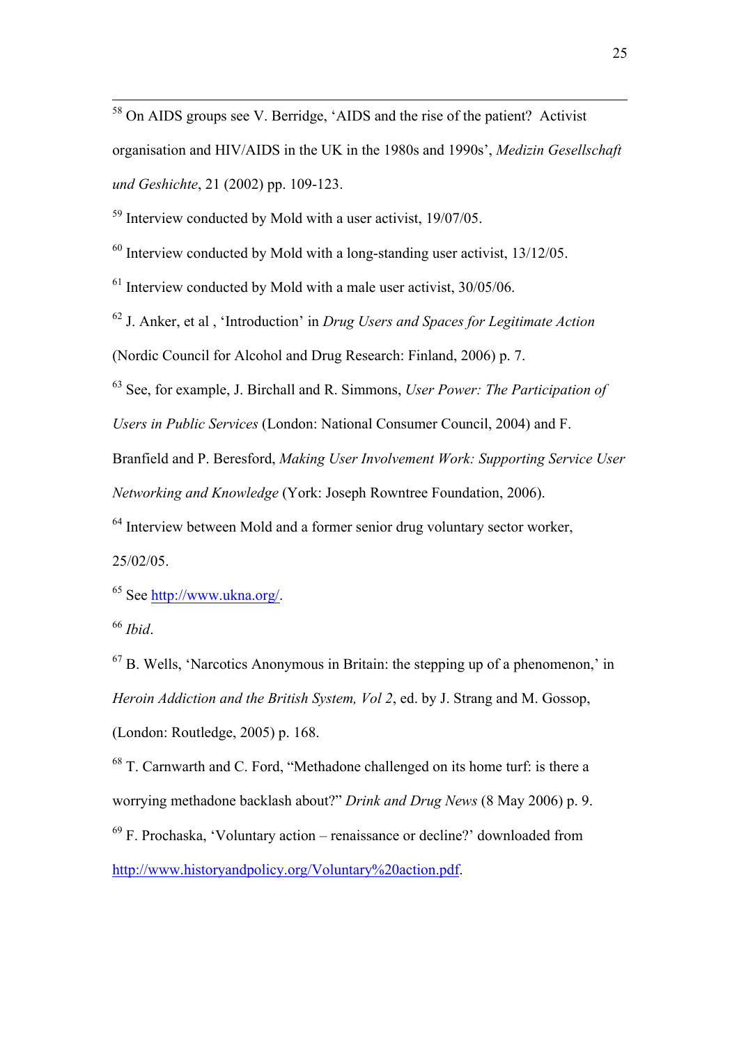[58] On AIDS groups see V. Berridge, 'AIDS and the rise of the patient? Activist organisation and HIV/AIDS in the UK in the 1980s and 1990s', *Medizin Gesellschaft und Geshichte*, 21 (2002) pp. 109-123.

[59] Interview conducted by Mold with a user activist, 19/07/05.

[60] Interview conducted by Mold with a long-standing user activist, 13/12/05.

[61] Interview conducted by Mold with a male user activist, 30/05/06.

[62] J. Anker, et al , 'Introduction' in *Drug Users and Spaces for Legitimate Action* (Nordic Council for Alcohol and Drug Research: Finland, 2006) p. 7.

[63] See, for example, J. Birchall and R. Simmons, *User Power: The Participation of Users in Public Services* (London: National Consumer Council, 2004) and F. Branfield and P. Beresford, *Making User Involvement Work: Supporting Service User Networking and Knowledge* (York: Joseph Rowntree Foundation, 2006).

[64] Interview between Mold and a former senior drug voluntary sector worker, 25/02/05.

[65] See http://www.ukna.org/.

[66] *Ibid*.

[67] B. Wells, 'Narcotics Anonymous in Britain: the stepping up of a phenomenon,' in *Heroin Addiction and the British System, Vol 2*, ed. by J. Strang and M. Gossop, (London: Routledge, 2005) p. 168.

[68] T. Carnwarth and C. Ford, "Methadone challenged on its home turf: is there a worrying methadone backlash about?" *Drink and Drug News* (8 May 2006) p. 9.

[69] F. Prochaska, 'Voluntary action – renaissance or decline?' downloaded from http://www.historyandpolicy.org/Voluntary%20action.pdf.